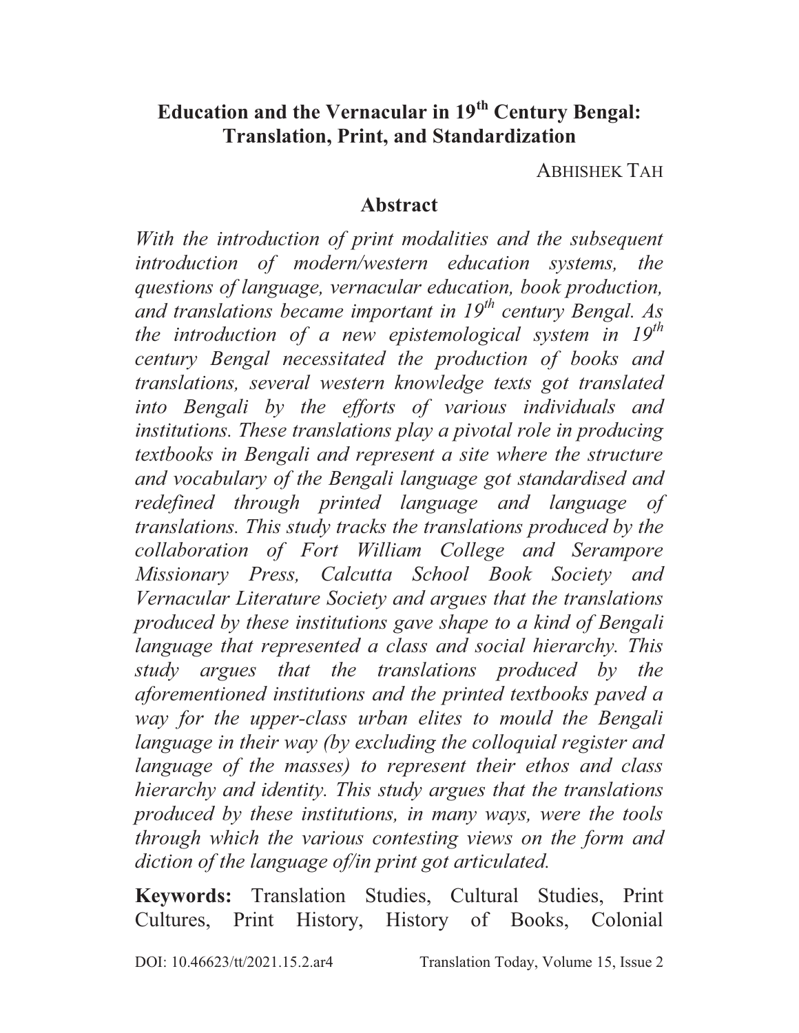# Education and the Vernacular in 19th Century Bengal: Translation, Print, and Standardization

ABHISHEK TAH

## Abstract

*With the introduction of print modalities and the subsequent introduction of modern/western education systems, the questions of language, vernacular education, book production, and translations became important in 19th century Bengal. As the introduction of a new epistemological system in 19th century Bengal necessitated the production of books and translations, several western knowledge texts got translated into Bengali by the efforts of various individuals and institutions. These translations play a pivotal role in producing textbooks in Bengali and represent a site where the structure and vocabulary of the Bengali language got standardised and redefined through printed language and language of translations. This study tracks the translations produced by the collaboration of Fort William College and Serampore Missionary Press, Calcutta School Book Society and Vernacular Literature Society and argues that the translations produced by these institutions gave shape to a kind of Bengali language that represented a class and social hierarchy. This study argues that the translations produced by the aforementioned institutions and the printed textbooks paved a way for the upper-class urban elites to mould the Bengali language in their way (by excluding the colloquial register and language of the masses) to represent their ethos and class hierarchy and identity. This study argues that the translations produced by these institutions, in many ways, were the tools through which the various contesting views on the form and diction of the language of/in print got articulated.*

**Keywords:** Translation Studies, Cultural Studies, Print Cultures, Print History, History of Books, Colonial

DOI: 10.46623/tt/2021.15.2.ar4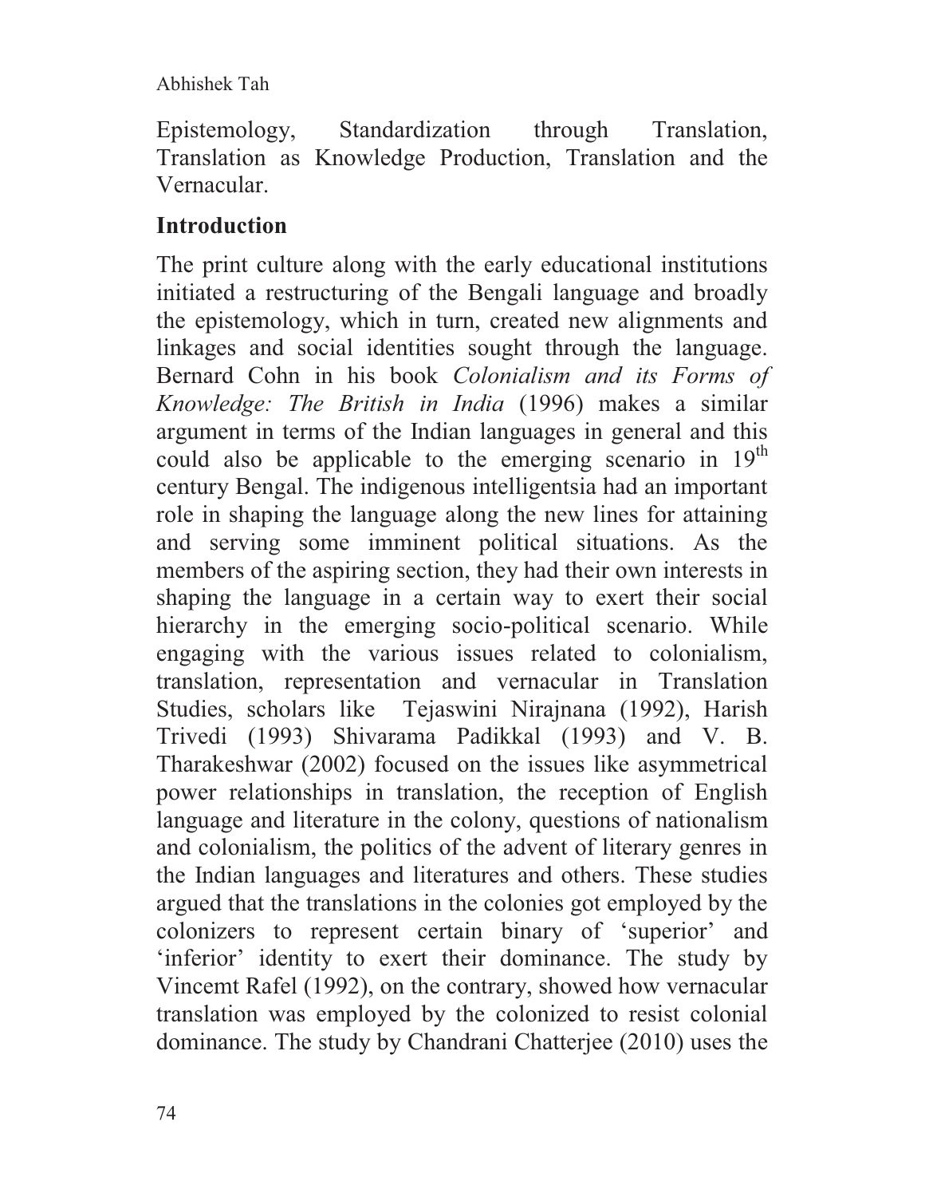Epistemology, Standardization through Translation, Translation as Knowledge Production, Translation and the Vernacular.

## Introduction

The print culture along with the early educational institutions initiated a restructuring of the Bengali language and broadly the epistemology, which in turn, created new alignments and linkages and social identities sought through the language. Bernard Cohn in his book *Colonialism and its Forms of Knowledge: The British in India* (1996) makes a similar argument in terms of the Indian languages in general and this could also be applicable to the emerging scenario in 19th century Bengal. The indigenous intelligentsia had an important role in shaping the language along the new lines for attaining and serving some imminent political situations. As the members of the aspiring section, they had their own interests in shaping the language in a certain way to exert their social hierarchy in the emerging socio-political scenario. While engaging with the various issues related to colonialism, translation, representation and vernacular in Translation Studies, scholars like Tejaswini Nirajnana (1992), Harish Trivedi (1993) Shivarama Padikkal (1993) and V. B. Tharakeshwar (2002) focused on the issues like asymmetrical power relationships in translation, the reception of English language and literature in the colony, questions of nationalism and colonialism, the politics of the advent of literary genres in the Indian languages and literatures and others. These studies argued that the translations in the colonies got employed by the colonizers to represent certain binary of 'superior' and 'inferior' identity to exert their dominance. The study by Vincemt Rafel (1992), on the contrary, showed how vernacular translation was employed by the colonized to resist colonial dominance. The study by Chandrani Chatterjee (2010) uses the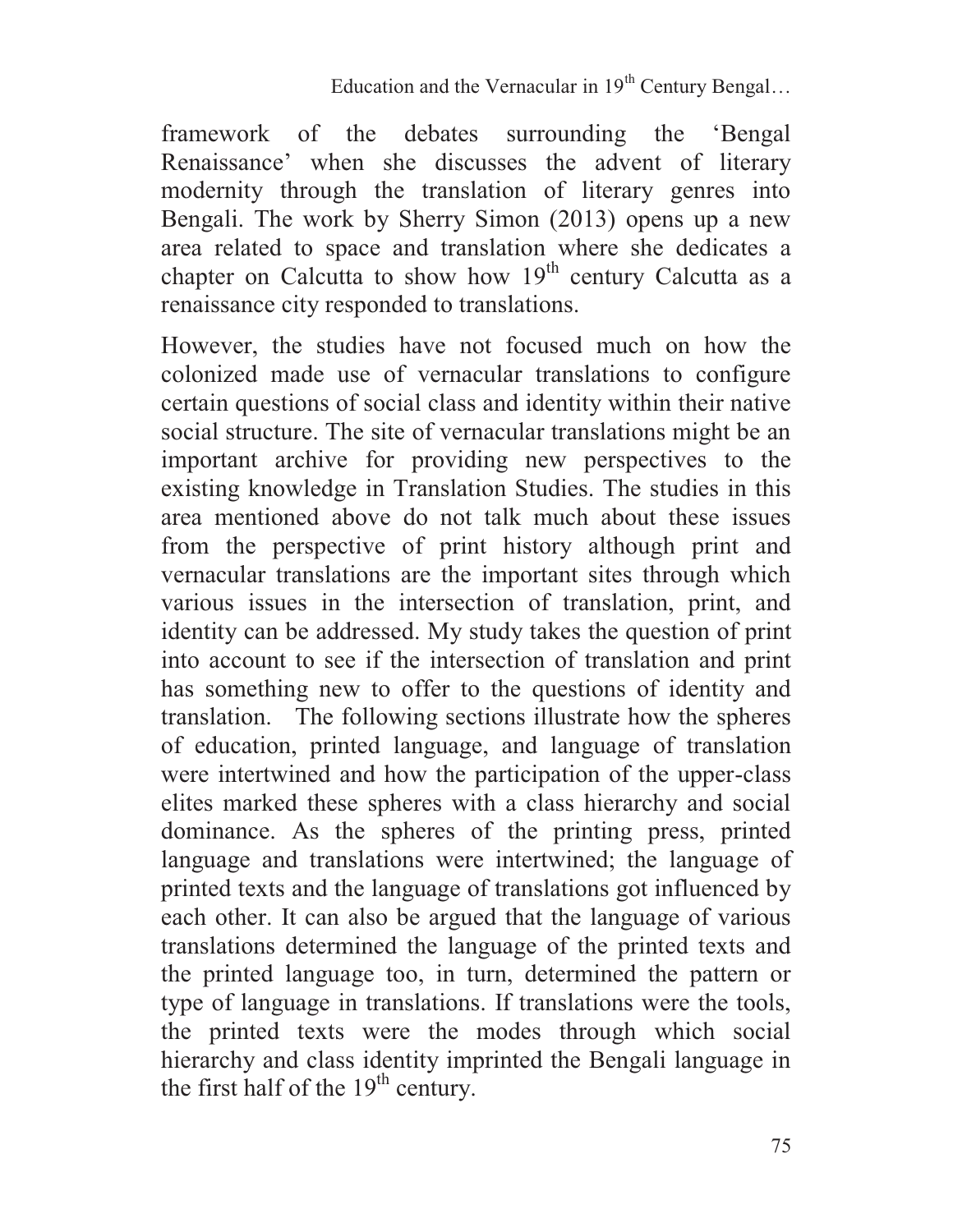framework of the debates surrounding the 'Bengal Renaissance' when she discusses the advent of literary modernity through the translation of literary genres into Bengali. The work by Sherry Simon (2013) opens up a new area related to space and translation where she dedicates a chapter on Calcutta to show how 19th century Calcutta as a renaissance city responded to translations.

However, the studies have not focused much on how the colonized made use of vernacular translations to configure certain questions of social class and identity within their native social structure. The site of vernacular translations might be an important archive for providing new perspectives to the existing knowledge in Translation Studies. The studies in this area mentioned above do not talk much about these issues from the perspective of print history although print and vernacular translations are the important sites through which various issues in the intersection of translation, print, and identity can be addressed. My study takes the question of print into account to see if the intersection of translation and print has something new to offer to the questions of identity and translation. The following sections illustrate how the spheres of education, printed language, and language of translation were intertwined and how the participation of the upper-class elites marked these spheres with a class hierarchy and social dominance. As the spheres of the printing press, printed language and translations were intertwined; the language of printed texts and the language of translations got influenced by each other. It can also be argued that the language of various translations determined the language of the printed texts and the printed language too, in turn, determined the pattern or type of language in translations. If translations were the tools, the printed texts were the modes through which social hierarchy and class identity imprinted the Bengali language in the first half of the 19th century.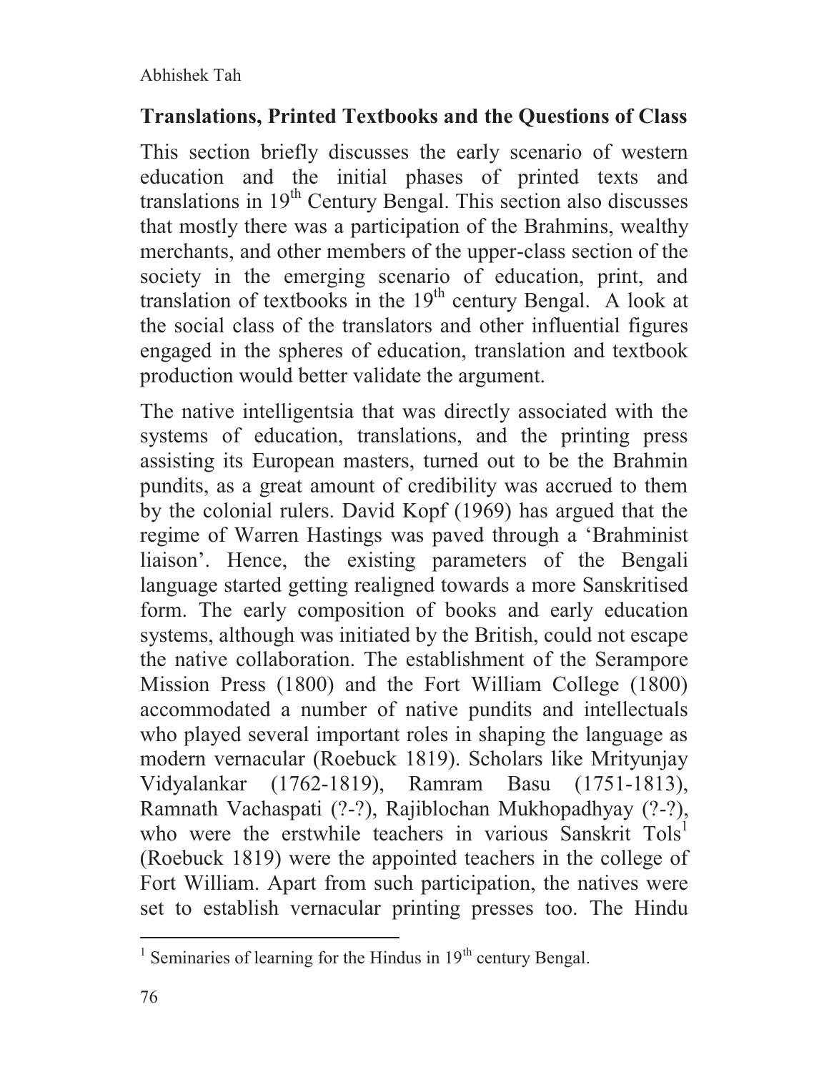## Translations, Printed Textbooks and the Questions of Class

This section briefly discusses the early scenario of western education and the initial phases of printed texts and translations in 19th Century Bengal. This section also discusses that mostly there was a participation of the Brahmins, wealthy merchants, and other members of the upper-class section of the society in the emerging scenario of education, print, and translation of textbooks in the 19th century Bengal. A look at the social class of the translators and other influential figures engaged in the spheres of education, translation and textbook production would better validate the argument.

The native intelligentsia that was directly associated with the systems of education, translations, and the printing press assisting its European masters, turned out to be the Brahmin pundits, as a great amount of credibility was accrued to them by the colonial rulers. David Kopf (1969) has argued that the regime of Warren Hastings was paved through a 'Brahminist liaison'. Hence, the existing parameters of the Bengali language started getting realigned towards a more Sanskritised form. The early composition of books and early education systems, although was initiated by the British, could not escape the native collaboration. The establishment of the Serampore Mission Press (1800) and the Fort William College (1800) accommodated a number of native pundits and intellectuals who played several important roles in shaping the language as modern vernacular (Roebuck 1819). Scholars like Mrityunjay Vidyalankar (1762-1819), Ramram Basu (1751-1813), Ramnath Vachaspati (?-?), Rajiblochan Mukhopadhyay (?-?), who were the erstwhile teachers in various Sanskrit Tols[1] (Roebuck 1819) were the appointed teachers in the college of Fort William. Apart from such participation, the natives were set to establish vernacular printing presses too. The Hindu

[1] Seminaries of learning for the Hindus in 19th century Bengal.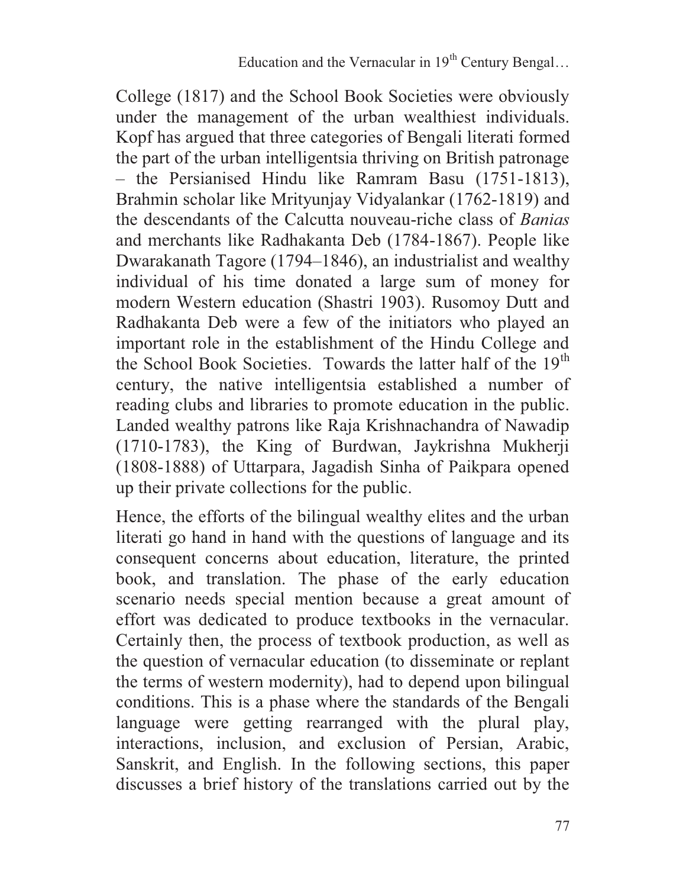College (1817) and the School Book Societies were obviously under the management of the urban wealthiest individuals. Kopf has argued that three categories of Bengali literati formed the part of the urban intelligentsia thriving on British patronage – the Persianised Hindu like Ramram Basu (1751-1813), Brahmin scholar like Mrityunjay Vidyalankar (1762-1819) and the descendants of the Calcutta nouveau-riche class of *Banias* and merchants like Radhakanta Deb (1784-1867). People like Dwarakanath Tagore (1794–1846), an industrialist and wealthy individual of his time donated a large sum of money for modern Western education (Shastri 1903). Rusomoy Dutt and Radhakanta Deb were a few of the initiators who played an important role in the establishment of the Hindu College and the School Book Societies. Towards the latter half of the 19th century, the native intelligentsia established a number of reading clubs and libraries to promote education in the public. Landed wealthy patrons like Raja Krishnachandra of Nawadip (1710-1783), the King of Burdwan, Jaykrishna Mukherji (1808-1888) of Uttarpara, Jagadish Sinha of Paikpara opened up their private collections for the public.

Hence, the efforts of the bilingual wealthy elites and the urban literati go hand in hand with the questions of language and its consequent concerns about education, literature, the printed book, and translation. The phase of the early education scenario needs special mention because a great amount of effort was dedicated to produce textbooks in the vernacular. Certainly then, the process of textbook production, as well as the question of vernacular education (to disseminate or replant the terms of western modernity), had to depend upon bilingual conditions. This is a phase where the standards of the Bengali language were getting rearranged with the plural play, interactions, inclusion, and exclusion of Persian, Arabic, Sanskrit, and English. In the following sections, this paper discusses a brief history of the translations carried out by the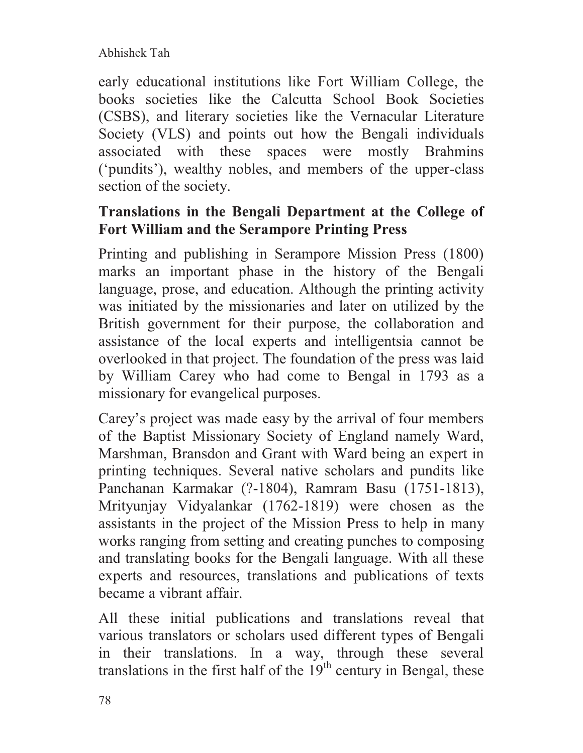early educational institutions like Fort William College, the books societies like the Calcutta School Book Societies (CSBS), and literary societies like the Vernacular Literature Society (VLS) and points out how the Bengali individuals associated with these spaces were mostly Brahmins ('pundits'), wealthy nobles, and members of the upper-class section of the society.

## Translations in the Bengali Department at the College of Fort William and the Serampore Printing Press

Printing and publishing in Serampore Mission Press (1800) marks an important phase in the history of the Bengali language, prose, and education. Although the printing activity was initiated by the missionaries and later on utilized by the British government for their purpose, the collaboration and assistance of the local experts and intelligentsia cannot be overlooked in that project. The foundation of the press was laid by William Carey who had come to Bengal in 1793 as a missionary for evangelical purposes.

Carey's project was made easy by the arrival of four members of the Baptist Missionary Society of England namely Ward, Marshman, Bransdon and Grant with Ward being an expert in printing techniques. Several native scholars and pundits like Panchanan Karmakar (?-1804), Ramram Basu (1751-1813), Mrityunjay Vidyalankar (1762-1819) were chosen as the assistants in the project of the Mission Press to help in many works ranging from setting and creating punches to composing and translating books for the Bengali language. With all these experts and resources, translations and publications of texts became a vibrant affair.

All these initial publications and translations reveal that various translators or scholars used different types of Bengali in their translations. In a way, through these several translations in the first half of the 19th century in Bengal, these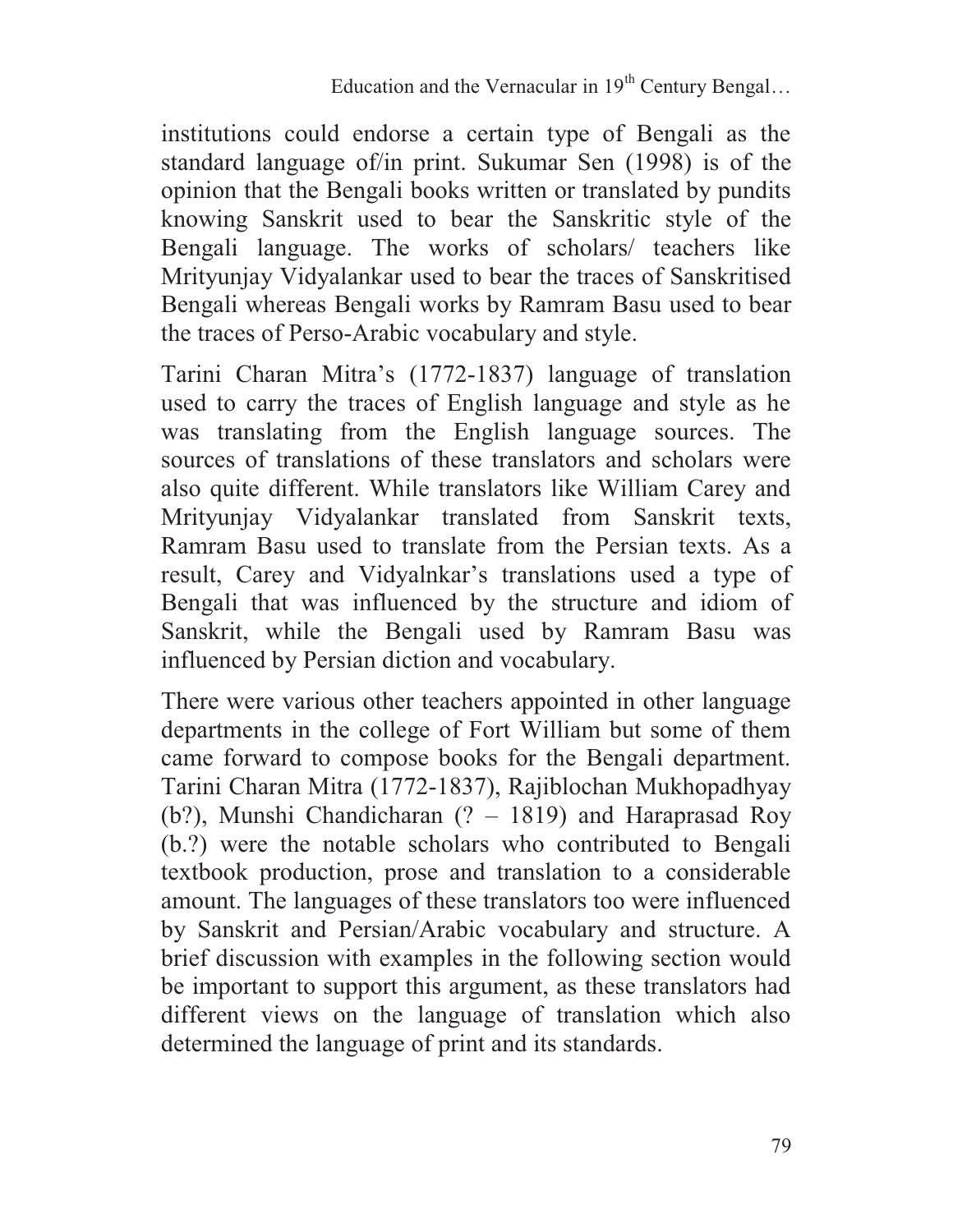institutions could endorse a certain type of Bengali as the standard language of/in print. Sukumar Sen (1998) is of the opinion that the Bengali books written or translated by pundits knowing Sanskrit used to bear the Sanskritic style of the Bengali language. The works of scholars/ teachers like Mrityunjay Vidyalankar used to bear the traces of Sanskritised Bengali whereas Bengali works by Ramram Basu used to bear the traces of Perso-Arabic vocabulary and style.

Tarini Charan Mitra's (1772-1837) language of translation used to carry the traces of English language and style as he was translating from the English language sources. The sources of translations of these translators and scholars were also quite different. While translators like William Carey and Mrityunjay Vidyalankar translated from Sanskrit texts, Ramram Basu used to translate from the Persian texts. As a result, Carey and Vidyalnkar's translations used a type of Bengali that was influenced by the structure and idiom of Sanskrit, while the Bengali used by Ramram Basu was influenced by Persian diction and vocabulary.

There were various other teachers appointed in other language departments in the college of Fort William but some of them came forward to compose books for the Bengali department. Tarini Charan Mitra (1772-1837), Rajiblochan Mukhopadhyay (b?), Munshi Chandicharan (? – 1819) and Haraprasad Roy (b.?) were the notable scholars who contributed to Bengali textbook production, prose and translation to a considerable amount. The languages of these translators too were influenced by Sanskrit and Persian/Arabic vocabulary and structure. A brief discussion with examples in the following section would be important to support this argument, as these translators had different views on the language of translation which also determined the language of print and its standards.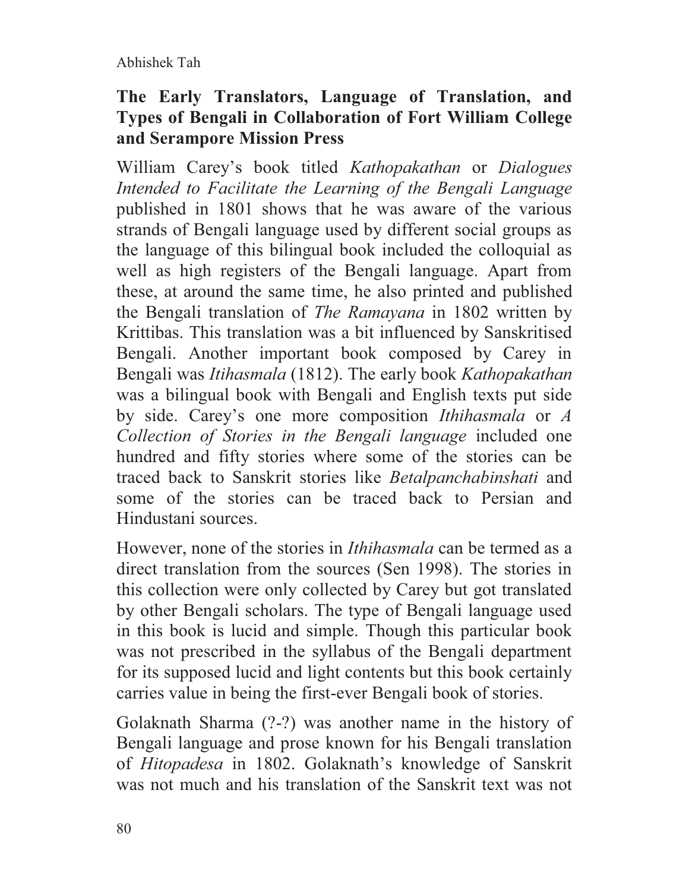## The Early Translators, Language of Translation, and Types of Bengali in Collaboration of Fort William College and Serampore Mission Press

William Carey's book titled *Kathopakathan* or *Dialogues Intended to Facilitate the Learning of the Bengali Language* published in 1801 shows that he was aware of the various strands of Bengali language used by different social groups as the language of this bilingual book included the colloquial as well as high registers of the Bengali language. Apart from these, at around the same time, he also printed and published the Bengali translation of *The Ramayana* in 1802 written by Krittibas. This translation was a bit influenced by Sanskritised Bengali. Another important book composed by Carey in Bengali was *Itihasmala* (1812). The early book *Kathopakathan* was a bilingual book with Bengali and English texts put side by side. Carey's one more composition *Ithihasmala* or *A Collection of Stories in the Bengali language* included one hundred and fifty stories where some of the stories can be traced back to Sanskrit stories like *Betalpanchabinshati* and some of the stories can be traced back to Persian and Hindustani sources.

However, none of the stories in *Ithihasmala* can be termed as a direct translation from the sources (Sen 1998). The stories in this collection were only collected by Carey but got translated by other Bengali scholars. The type of Bengali language used in this book is lucid and simple. Though this particular book was not prescribed in the syllabus of the Bengali department for its supposed lucid and light contents but this book certainly carries value in being the first-ever Bengali book of stories.

Golaknath Sharma (?-?) was another name in the history of Bengali language and prose known for his Bengali translation of *Hitopadesa* in 1802. Golaknath's knowledge of Sanskrit was not much and his translation of the Sanskrit text was not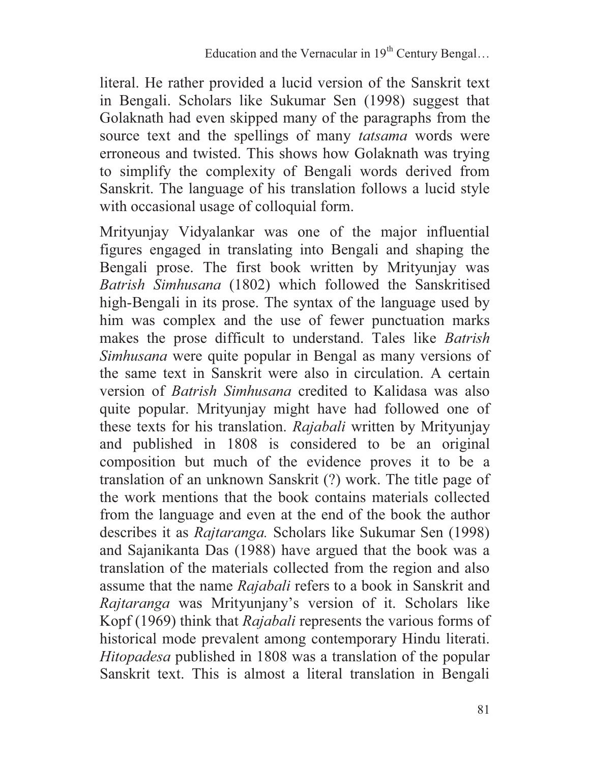literal. He rather provided a lucid version of the Sanskrit text in Bengali. Scholars like Sukumar Sen (1998) suggest that Golaknath had even skipped many of the paragraphs from the source text and the spellings of many *tatsama* words were erroneous and twisted. This shows how Golaknath was trying to simplify the complexity of Bengali words derived from Sanskrit. The language of his translation follows a lucid style with occasional usage of colloquial form.

Mrityunjay Vidyalankar was one of the major influential figures engaged in translating into Bengali and shaping the Bengali prose. The first book written by Mrityunjay was *Batrish Simhusana* (1802) which followed the Sanskritised high-Bengali in its prose. The syntax of the language used by him was complex and the use of fewer punctuation marks makes the prose difficult to understand. Tales like *Batrish Simhusana* were quite popular in Bengal as many versions of the same text in Sanskrit were also in circulation. A certain version of *Batrish Simhusana* credited to Kalidasa was also quite popular. Mrityunjay might have had followed one of these texts for his translation. *Rajabali* written by Mrityunjay and published in 1808 is considered to be an original composition but much of the evidence proves it to be a translation of an unknown Sanskrit (?) work. The title page of the work mentions that the book contains materials collected from the language and even at the end of the book the author describes it as *Rajtaranga.* Scholars like Sukumar Sen (1998) and Sajanikanta Das (1988) have argued that the book was a translation of the materials collected from the region and also assume that the name *Rajabali* refers to a book in Sanskrit and *Rajtaranga* was Mrityunjany's version of it. Scholars like Kopf (1969) think that *Rajabali* represents the various forms of historical mode prevalent among contemporary Hindu literati. *Hitopadesa* published in 1808 was a translation of the popular Sanskrit text. This is almost a literal translation in Bengali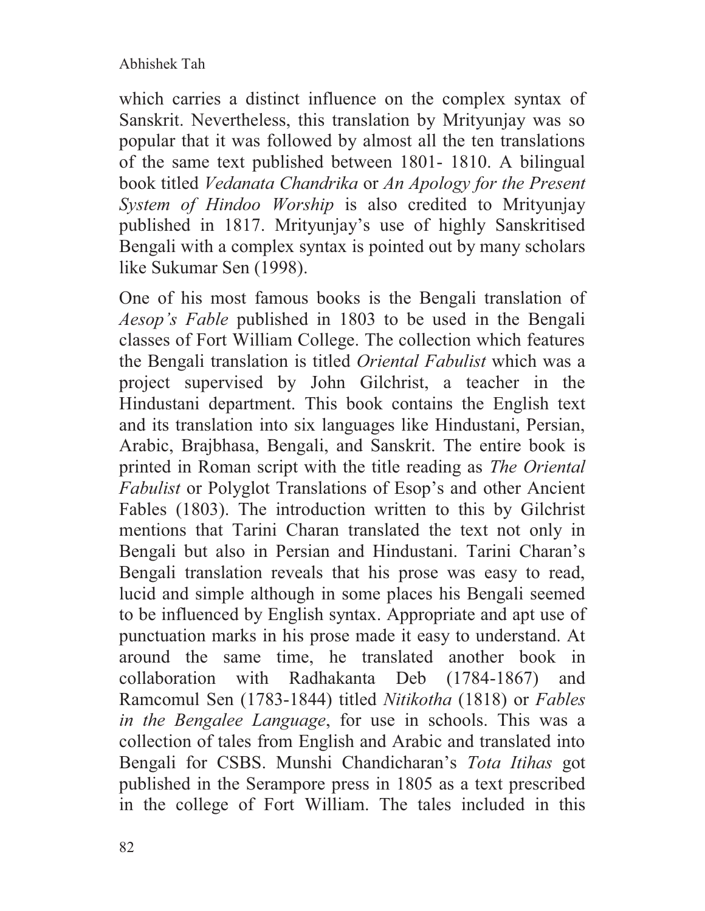which carries a distinct influence on the complex syntax of Sanskrit. Nevertheless, this translation by Mrityunjay was so popular that it was followed by almost all the ten translations of the same text published between 1801- 1810. A bilingual book titled *Vedanata Chandrika* or *An Apology for the Present System of Hindoo Worship* is also credited to Mrityunjay published in 1817. Mrityunjay's use of highly Sanskritised Bengali with a complex syntax is pointed out by many scholars like Sukumar Sen (1998).

One of his most famous books is the Bengali translation of *Aesop's Fable* published in 1803 to be used in the Bengali classes of Fort William College. The collection which features the Bengali translation is titled *Oriental Fabulist* which was a project supervised by John Gilchrist, a teacher in the Hindustani department. This book contains the English text and its translation into six languages like Hindustani, Persian, Arabic, Brajbhasa, Bengali, and Sanskrit. The entire book is printed in Roman script with the title reading as *The Oriental Fabulist* or Polyglot Translations of Esop's and other Ancient Fables (1803). The introduction written to this by Gilchrist mentions that Tarini Charan translated the text not only in Bengali but also in Persian and Hindustani. Tarini Charan's Bengali translation reveals that his prose was easy to read, lucid and simple although in some places his Bengali seemed to be influenced by English syntax. Appropriate and apt use of punctuation marks in his prose made it easy to understand. At around the same time, he translated another book in collaboration with Radhakanta Deb (1784-1867) and Ramcomul Sen (1783-1844) titled *Nitikotha* (1818) or *Fables in the Bengalee Language*, for use in schools. This was a collection of tales from English and Arabic and translated into Bengali for CSBS. Munshi Chandicharan's *Tota Itihas* got published in the Serampore press in 1805 as a text prescribed in the college of Fort William. The tales included in this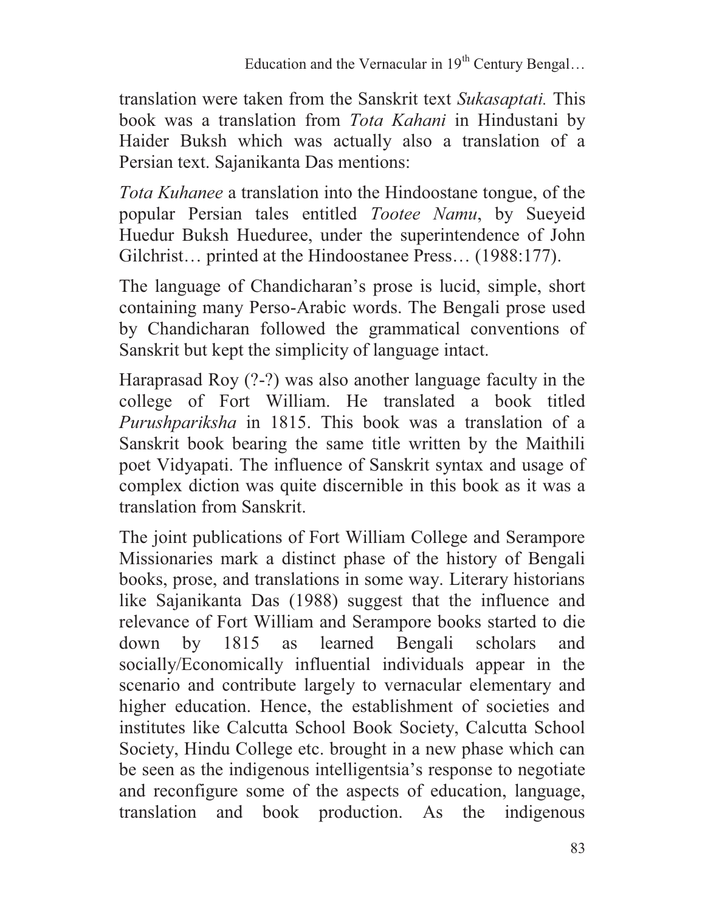translation were taken from the Sanskrit text *Sukasaptati.* This book was a translation from *Tota Kahani* in Hindustani by Haider Buksh which was actually also a translation of a Persian text. Sajanikanta Das mentions:

*Tota Kuhanee* a translation into the Hindoostane tongue, of the popular Persian tales entitled *Tootee Namu*, by Sueyeid Huedur Buksh Hueduree, under the superintendence of John Gilchrist… printed at the Hindoostanee Press… (1988:177).

The language of Chandicharan's prose is lucid, simple, short containing many Perso-Arabic words. The Bengali prose used by Chandicharan followed the grammatical conventions of Sanskrit but kept the simplicity of language intact.

Haraprasad Roy (?-?) was also another language faculty in the college of Fort William. He translated a book titled *Purushpariksha* in 1815. This book was a translation of a Sanskrit book bearing the same title written by the Maithili poet Vidyapati. The influence of Sanskrit syntax and usage of complex diction was quite discernible in this book as it was a translation from Sanskrit.

The joint publications of Fort William College and Serampore Missionaries mark a distinct phase of the history of Bengali books, prose, and translations in some way. Literary historians like Sajanikanta Das (1988) suggest that the influence and relevance of Fort William and Serampore books started to die down by 1815 as learned Bengali scholars and socially/Economically influential individuals appear in the scenario and contribute largely to vernacular elementary and higher education. Hence, the establishment of societies and institutes like Calcutta School Book Society, Calcutta School Society, Hindu College etc. brought in a new phase which can be seen as the indigenous intelligentsia's response to negotiate and reconfigure some of the aspects of education, language, translation and book production. As the indigenous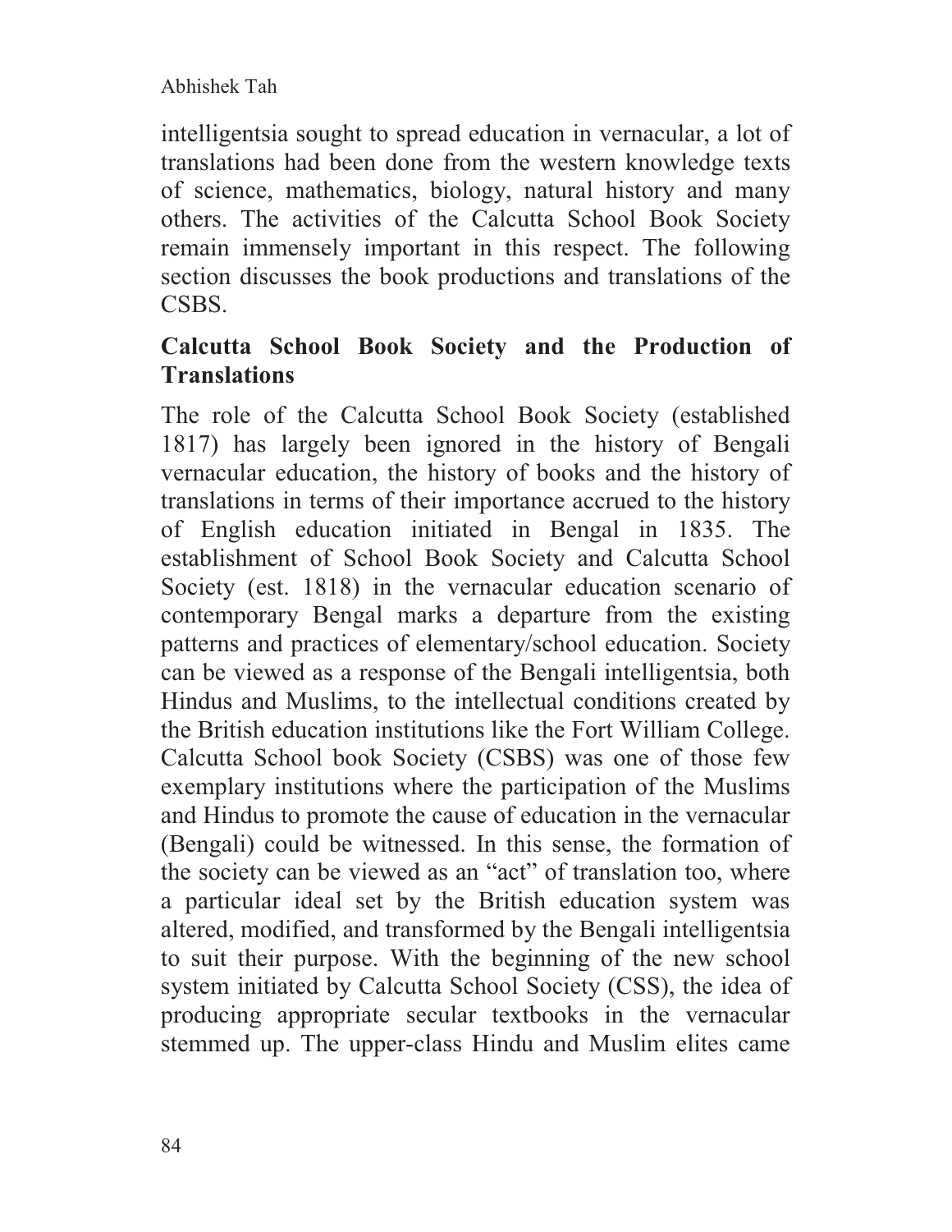intelligentsia sought to spread education in vernacular, a lot of translations had been done from the western knowledge texts of science, mathematics, biology, natural history and many others. The activities of the Calcutta School Book Society remain immensely important in this respect. The following section discusses the book productions and translations of the CSBS.

## Calcutta School Book Society and the Production of Translations

The role of the Calcutta School Book Society (established 1817) has largely been ignored in the history of Bengali vernacular education, the history of books and the history of translations in terms of their importance accrued to the history of English education initiated in Bengal in 1835. The establishment of School Book Society and Calcutta School Society (est. 1818) in the vernacular education scenario of contemporary Bengal marks a departure from the existing patterns and practices of elementary/school education. Society can be viewed as a response of the Bengali intelligentsia, both Hindus and Muslims, to the intellectual conditions created by the British education institutions like the Fort William College. Calcutta School book Society (CSBS) was one of those few exemplary institutions where the participation of the Muslims and Hindus to promote the cause of education in the vernacular (Bengali) could be witnessed. In this sense, the formation of the society can be viewed as an "act" of translation too, where a particular ideal set by the British education system was altered, modified, and transformed by the Bengali intelligentsia to suit their purpose. With the beginning of the new school system initiated by Calcutta School Society (CSS), the idea of producing appropriate secular textbooks in the vernacular stemmed up. The upper-class Hindu and Muslim elites came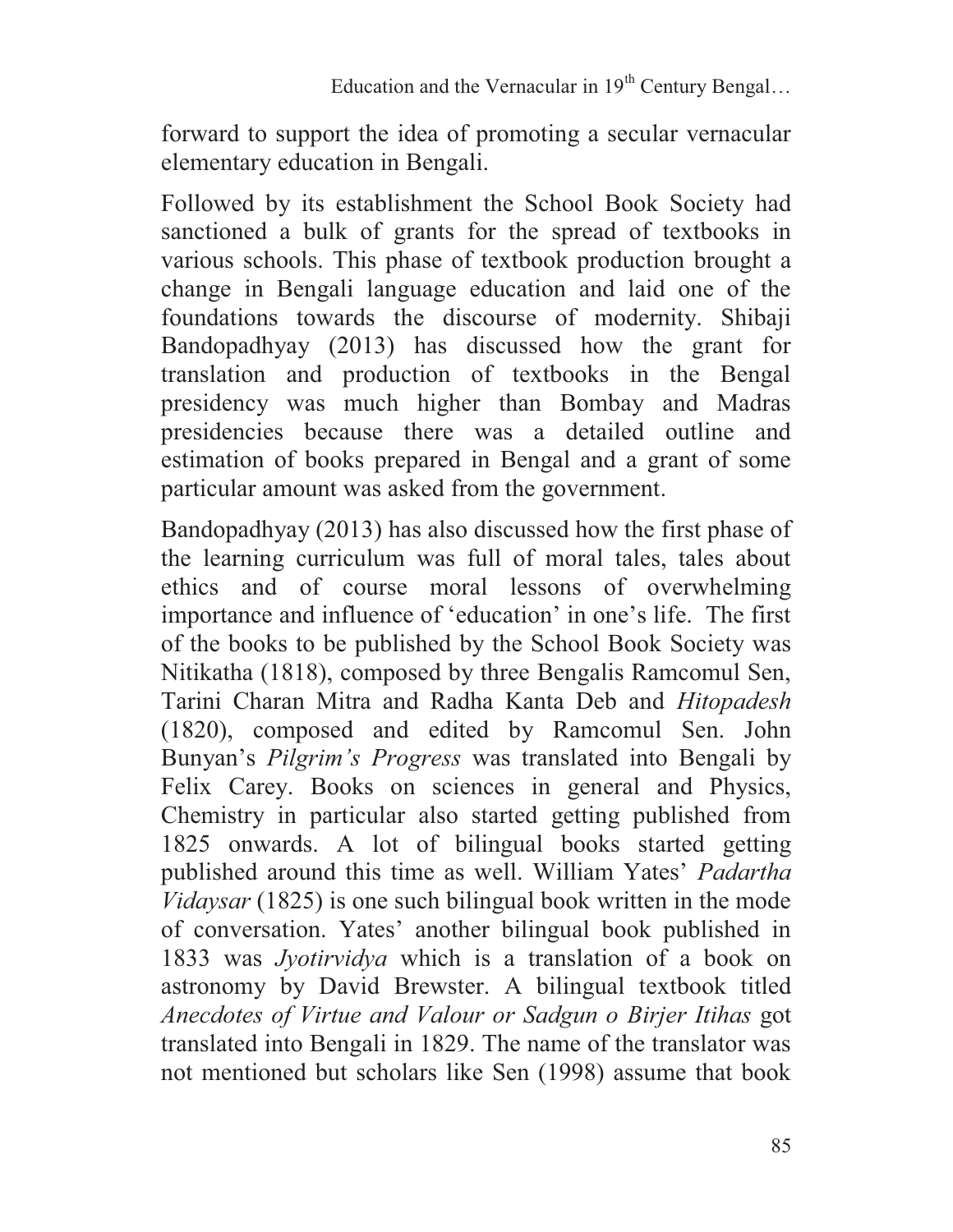forward to support the idea of promoting a secular vernacular elementary education in Bengali.

Followed by its establishment the School Book Society had sanctioned a bulk of grants for the spread of textbooks in various schools. This phase of textbook production brought a change in Bengali language education and laid one of the foundations towards the discourse of modernity. Shibaji Bandopadhyay (2013) has discussed how the grant for translation and production of textbooks in the Bengal presidency was much higher than Bombay and Madras presidencies because there was a detailed outline and estimation of books prepared in Bengal and a grant of some particular amount was asked from the government.

Bandopadhyay (2013) has also discussed how the first phase of the learning curriculum was full of moral tales, tales about ethics and of course moral lessons of overwhelming importance and influence of 'education' in one's life. The first of the books to be published by the School Book Society was Nitikatha (1818), composed by three Bengalis Ramcomul Sen, Tarini Charan Mitra and Radha Kanta Deb and *Hitopadesh* (1820), composed and edited by Ramcomul Sen. John Bunyan's *Pilgrim's Progress* was translated into Bengali by Felix Carey. Books on sciences in general and Physics, Chemistry in particular also started getting published from 1825 onwards. A lot of bilingual books started getting published around this time as well. William Yates' *Padartha Vidaysar* (1825) is one such bilingual book written in the mode of conversation. Yates' another bilingual book published in 1833 was *Jyotirvidya* which is a translation of a book on astronomy by David Brewster. A bilingual textbook titled *Anecdotes of Virtue and Valour or Sadgun o Birjer Itihas* got translated into Bengali in 1829. The name of the translator was not mentioned but scholars like Sen (1998) assume that book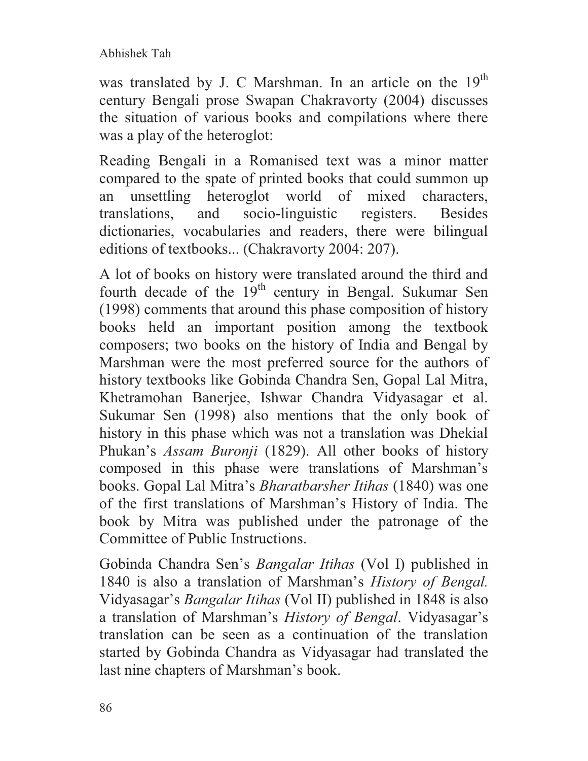was translated by J. C Marshman. In an article on the 19th century Bengali prose Swapan Chakravorty (2004) discusses the situation of various books and compilations where there was a play of the heteroglot:

Reading Bengali in a Romanised text was a minor matter compared to the spate of printed books that could summon up an unsettling heteroglot world of mixed characters, translations, and socio-linguistic registers. Besides dictionaries, vocabularies and readers, there were bilingual editions of textbooks... (Chakravorty 2004: 207).

A lot of books on history were translated around the third and fourth decade of the 19th century in Bengal. Sukumar Sen (1998) comments that around this phase composition of history books held an important position among the textbook composers; two books on the history of India and Bengal by Marshman were the most preferred source for the authors of history textbooks like Gobinda Chandra Sen, Gopal Lal Mitra, Khetramohan Banerjee, Ishwar Chandra Vidyasagar et al. Sukumar Sen (1998) also mentions that the only book of history in this phase which was not a translation was Dhekial Phukan's *Assam Buronji* (1829). All other books of history composed in this phase were translations of Marshman's books. Gopal Lal Mitra's *Bharatbarsher Itihas* (1840) was one of the first translations of Marshman's History of India. The book by Mitra was published under the patronage of the Committee of Public Instructions.

Gobinda Chandra Sen's *Bangalar Itihas* (Vol I) published in 1840 is also a translation of Marshman's *History of Bengal.* Vidyasagar's *Bangalar Itihas* (Vol II) published in 1848 is also a translation of Marshman's *History of Bengal*. Vidyasagar's translation can be seen as a continuation of the translation started by Gobinda Chandra as Vidyasagar had translated the last nine chapters of Marshman's book.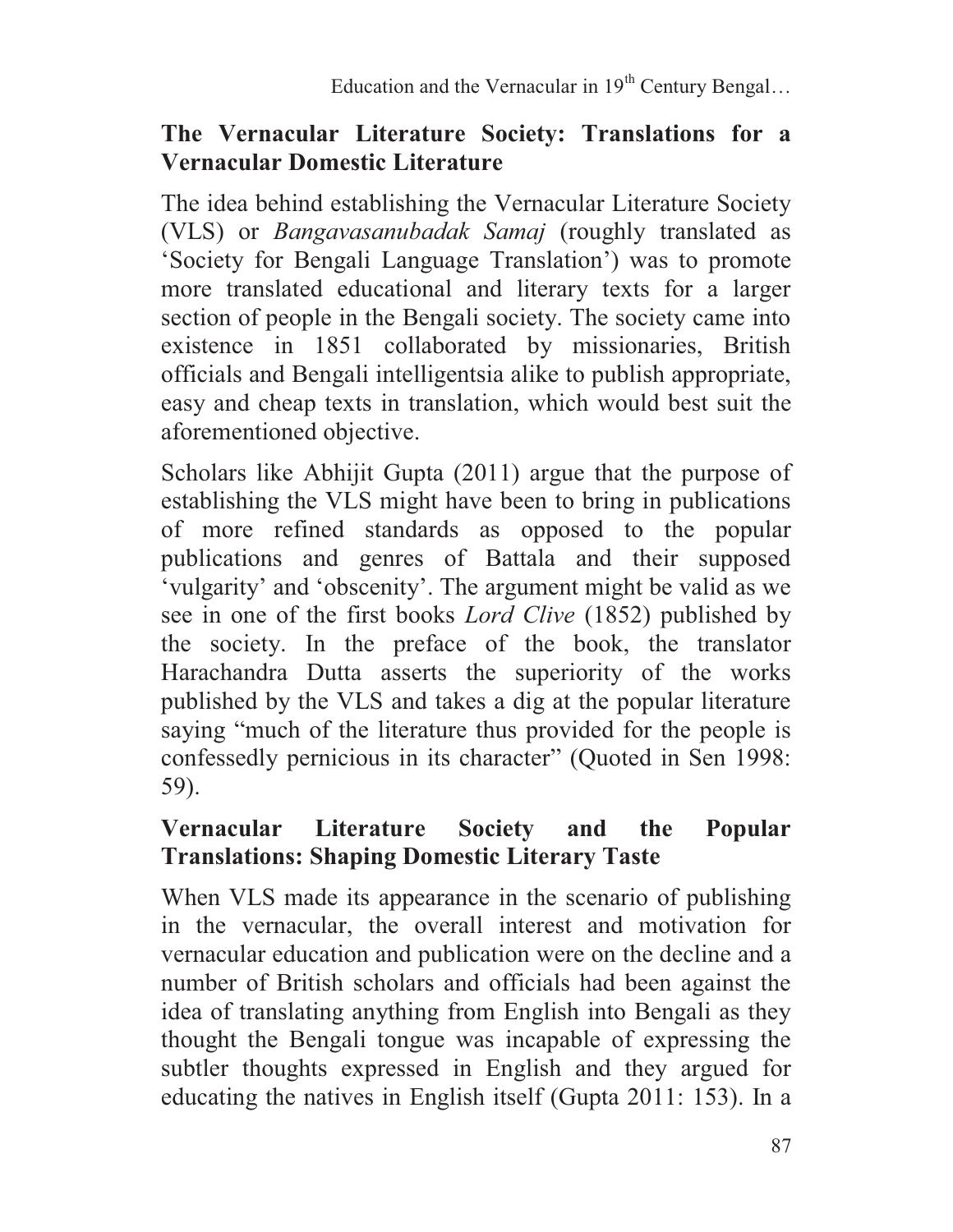## The Vernacular Literature Society: Translations for a Vernacular Domestic Literature

The idea behind establishing the Vernacular Literature Society (VLS) or *Bangavasanubadak Samaj* (roughly translated as 'Society for Bengali Language Translation') was to promote more translated educational and literary texts for a larger section of people in the Bengali society. The society came into existence in 1851 collaborated by missionaries, British officials and Bengali intelligentsia alike to publish appropriate, easy and cheap texts in translation, which would best suit the aforementioned objective.

Scholars like Abhijit Gupta (2011) argue that the purpose of establishing the VLS might have been to bring in publications of more refined standards as opposed to the popular publications and genres of Battala and their supposed 'vulgarity' and 'obscenity'. The argument might be valid as we see in one of the first books *Lord Clive* (1852) published by the society. In the preface of the book, the translator Harachandra Dutta asserts the superiority of the works published by the VLS and takes a dig at the popular literature saying "much of the literature thus provided for the people is confessedly pernicious in its character" (Quoted in Sen 1998: 59).

## Vernacular Literature Society and the Popular Translations: Shaping Domestic Literary Taste

When VLS made its appearance in the scenario of publishing in the vernacular, the overall interest and motivation for vernacular education and publication were on the decline and a number of British scholars and officials had been against the idea of translating anything from English into Bengali as they thought the Bengali tongue was incapable of expressing the subtler thoughts expressed in English and they argued for educating the natives in English itself (Gupta 2011: 153). In a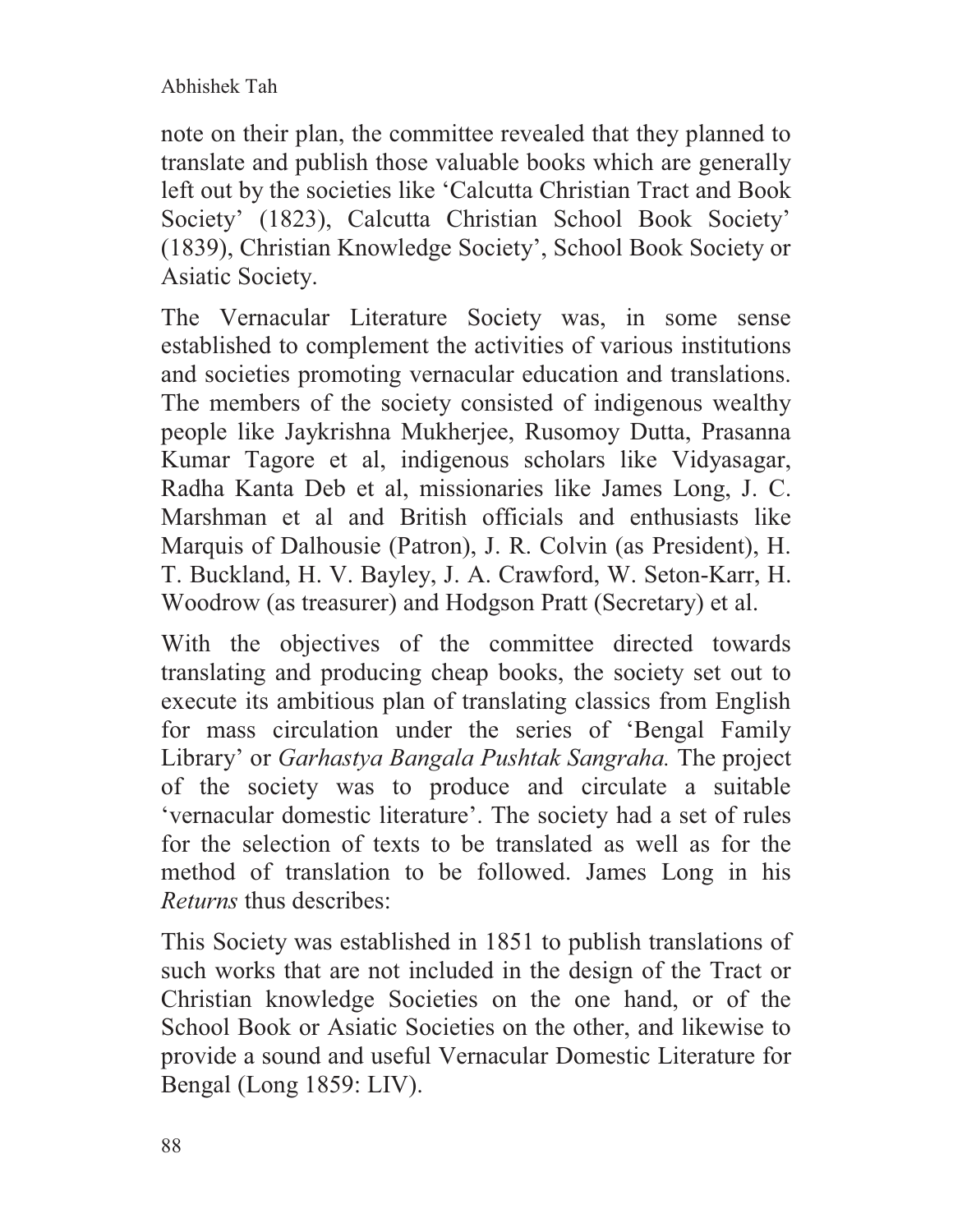note on their plan, the committee revealed that they planned to translate and publish those valuable books which are generally left out by the societies like 'Calcutta Christian Tract and Book Society' (1823), Calcutta Christian School Book Society' (1839), Christian Knowledge Society', School Book Society or Asiatic Society.

The Vernacular Literature Society was, in some sense established to complement the activities of various institutions and societies promoting vernacular education and translations. The members of the society consisted of indigenous wealthy people like Jaykrishna Mukherjee, Rusomoy Dutta, Prasanna Kumar Tagore et al, indigenous scholars like Vidyasagar, Radha Kanta Deb et al, missionaries like James Long, J. C. Marshman et al and British officials and enthusiasts like Marquis of Dalhousie (Patron), J. R. Colvin (as President), H. T. Buckland, H. V. Bayley, J. A. Crawford, W. Seton-Karr, H. Woodrow (as treasurer) and Hodgson Pratt (Secretary) et al.

With the objectives of the committee directed towards translating and producing cheap books, the society set out to execute its ambitious plan of translating classics from English for mass circulation under the series of 'Bengal Family Library' or *Garhastya Bangala Pushtak Sangraha.* The project of the society was to produce and circulate a suitable 'vernacular domestic literature'. The society had a set of rules for the selection of texts to be translated as well as for the method of translation to be followed. James Long in his *Returns* thus describes:

This Society was established in 1851 to publish translations of such works that are not included in the design of the Tract or Christian knowledge Societies on the one hand, or of the School Book or Asiatic Societies on the other, and likewise to provide a sound and useful Vernacular Domestic Literature for Bengal (Long 1859: LIV).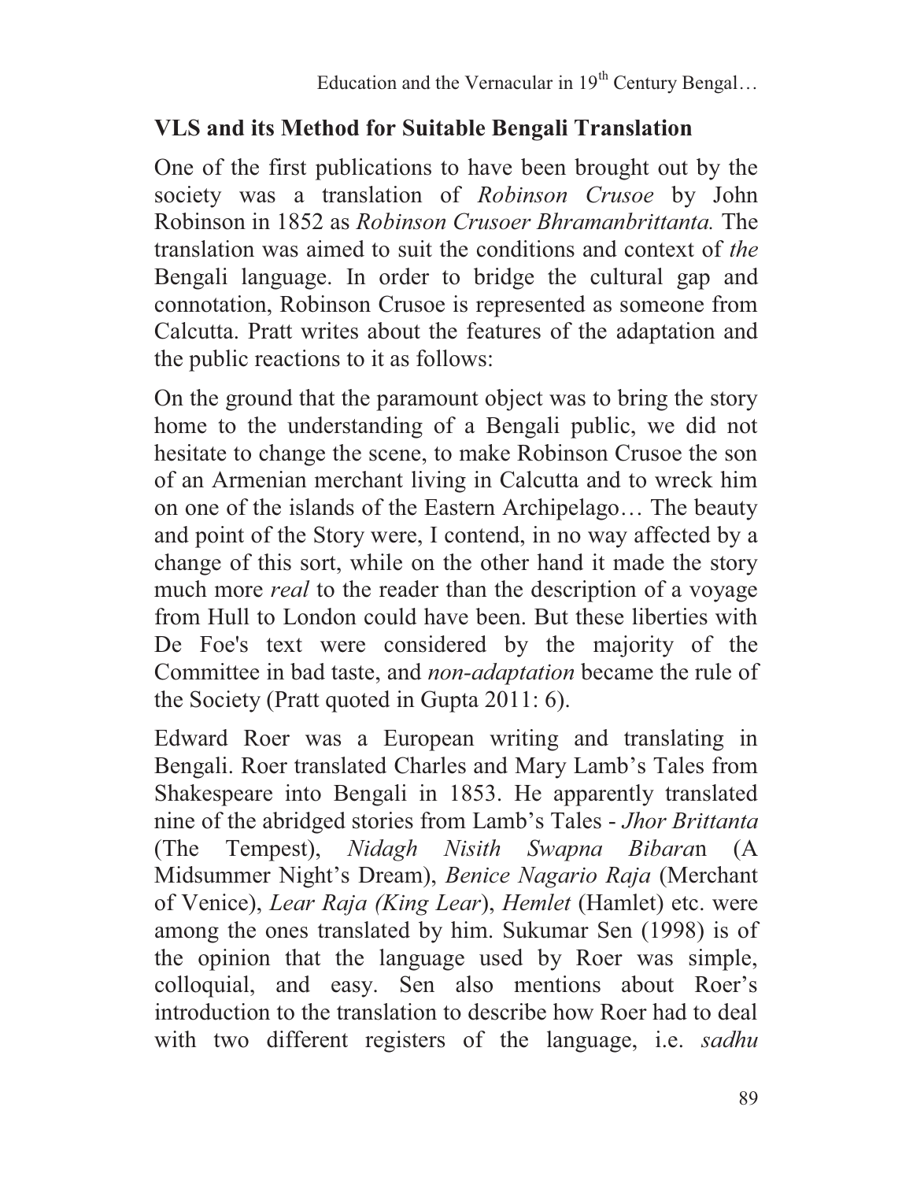## VLS and its Method for Suitable Bengali Translation

One of the first publications to have been brought out by the society was a translation of *Robinson Crusoe* by John Robinson in 1852 as *Robinson Crusoer Bhramanbrittanta.* The translation was aimed to suit the conditions and context of *the* Bengali language. In order to bridge the cultural gap and connotation, Robinson Crusoe is represented as someone from Calcutta. Pratt writes about the features of the adaptation and the public reactions to it as follows:

On the ground that the paramount object was to bring the story home to the understanding of a Bengali public, we did not hesitate to change the scene, to make Robinson Crusoe the son of an Armenian merchant living in Calcutta and to wreck him on one of the islands of the Eastern Archipelago… The beauty and point of the Story were, I contend, in no way affected by a change of this sort, while on the other hand it made the story much more *real* to the reader than the description of a voyage from Hull to London could have been. But these liberties with De Foe's text were considered by the majority of the Committee in bad taste, and *non-adaptation* became the rule of the Society (Pratt quoted in Gupta 2011: 6).

Edward Roer was a European writing and translating in Bengali. Roer translated Charles and Mary Lamb's Tales from Shakespeare into Bengali in 1853. He apparently translated nine of the abridged stories from Lamb's Tales - *Jhor Brittanta* (The Tempest), *Nidagh Nisith Swapna Bibara*n (A Midsummer Night's Dream), *Benice Nagario Raja* (Merchant of Venice), *Lear Raja (King Lear*), *Hemlet* (Hamlet) etc. were among the ones translated by him. Sukumar Sen (1998) is of the opinion that the language used by Roer was simple, colloquial, and easy. Sen also mentions about Roer's introduction to the translation to describe how Roer had to deal with two different registers of the language, i.e. *sadhu*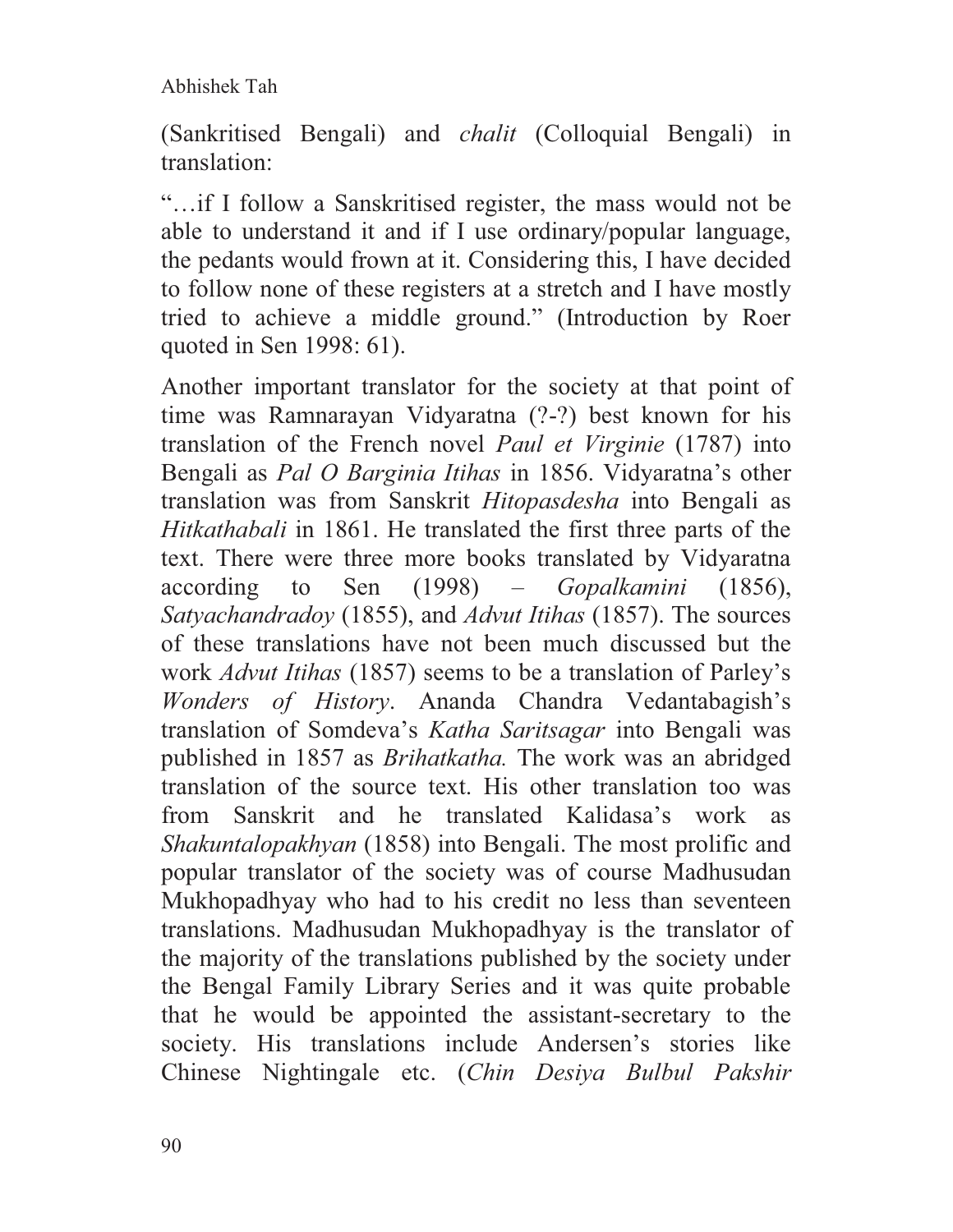(Sankritised Bengali) and *chalit* (Colloquial Bengali) in translation:

"…if I follow a Sanskritised register, the mass would not be able to understand it and if I use ordinary/popular language, the pedants would frown at it. Considering this, I have decided to follow none of these registers at a stretch and I have mostly tried to achieve a middle ground." (Introduction by Roer quoted in Sen 1998: 61).

Another important translator for the society at that point of time was Ramnarayan Vidyaratna (?-?) best known for his translation of the French novel *Paul et Virginie* (1787) into Bengali as *Pal O Barginia Itihas* in 1856. Vidyaratna's other translation was from Sanskrit *Hitopasdesha* into Bengali as *Hitkathabali* in 1861. He translated the first three parts of the text. There were three more books translated by Vidyaratna according to Sen (1998) – *Gopalkamini* (1856), *Satyachandradoy* (1855), and *Advut Itihas* (1857). The sources of these translations have not been much discussed but the work *Advut Itihas* (1857) seems to be a translation of Parley's *Wonders of History*. Ananda Chandra Vedantabagish's translation of Somdeva's *Katha Saritsagar* into Bengali was published in 1857 as *Brihatkatha.* The work was an abridged translation of the source text. His other translation too was from Sanskrit and he translated Kalidasa's work as *Shakuntalopakhyan* (1858) into Bengali. The most prolific and popular translator of the society was of course Madhusudan Mukhopadhyay who had to his credit no less than seventeen translations. Madhusudan Mukhopadhyay is the translator of the majority of the translations published by the society under the Bengal Family Library Series and it was quite probable that he would be appointed the assistant-secretary to the society. His translations include Andersen's stories like Chinese Nightingale etc. (*Chin Desiya Bulbul Pakshir*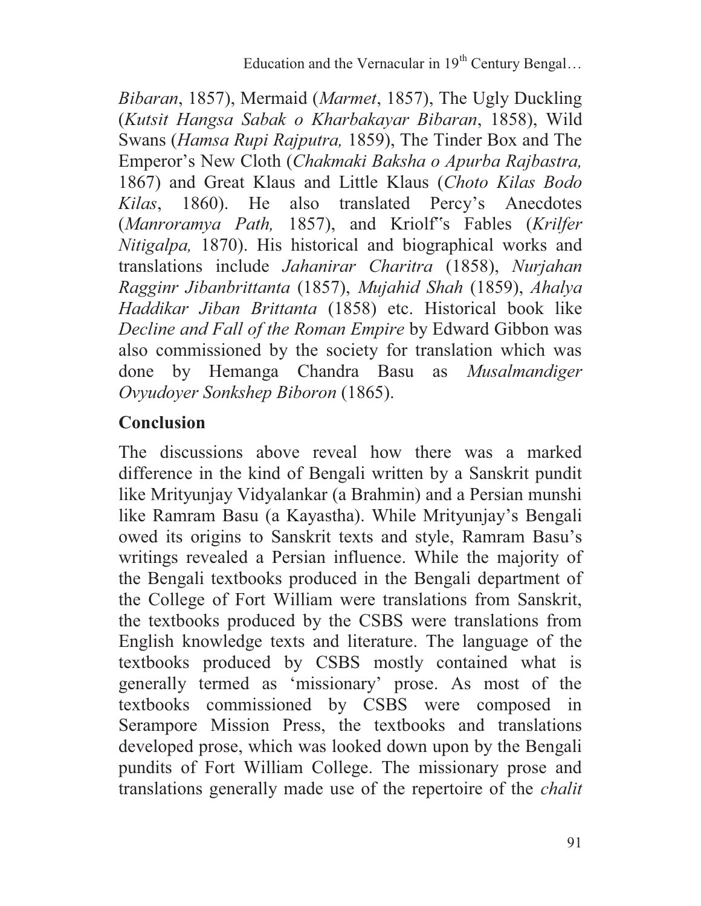*Bibaran*, 1857), Mermaid (*Marmet*, 1857), The Ugly Duckling (*Kutsit Hangsa Sabak o Kharbakayar Bibaran*, 1858), Wild Swans (*Hamsa Rupi Rajputra,* 1859), The Tinder Box and The Emperor's New Cloth (*Chakmaki Baksha o Apurba Rajbastra,* 1867) and Great Klaus and Little Klaus (*Choto Kilas Bodo Kilas*, 1860). He also translated Percy's Anecdotes (*Manroramya Path,* 1857), and Kriolf"s Fables (*Krilfer Nitigalpa,* 1870). His historical and biographical works and translations include *Jahanirar Charitra* (1858), *Nurjahan Ragginr Jibanbrittanta* (1857), *Mujahid Shah* (1859), *Ahalya Haddikar Jiban Brittanta* (1858) etc. Historical book like *Decline and Fall of the Roman Empire* by Edward Gibbon was also commissioned by the society for translation which was done by Hemanga Chandra Basu as *Musalmandiger Ovyudoyer Sonkshep Biboron* (1865).

## Conclusion

The discussions above reveal how there was a marked difference in the kind of Bengali written by a Sanskrit pundit like Mrityunjay Vidyalankar (a Brahmin) and a Persian munshi like Ramram Basu (a Kayastha). While Mrityunjay's Bengali owed its origins to Sanskrit texts and style, Ramram Basu's writings revealed a Persian influence. While the majority of the Bengali textbooks produced in the Bengali department of the College of Fort William were translations from Sanskrit, the textbooks produced by the CSBS were translations from English knowledge texts and literature. The language of the textbooks produced by CSBS mostly contained what is generally termed as 'missionary' prose. As most of the textbooks commissioned by CSBS were composed in Serampore Mission Press, the textbooks and translations developed prose, which was looked down upon by the Bengali pundits of Fort William College. The missionary prose and translations generally made use of the repertoire of the *chalit*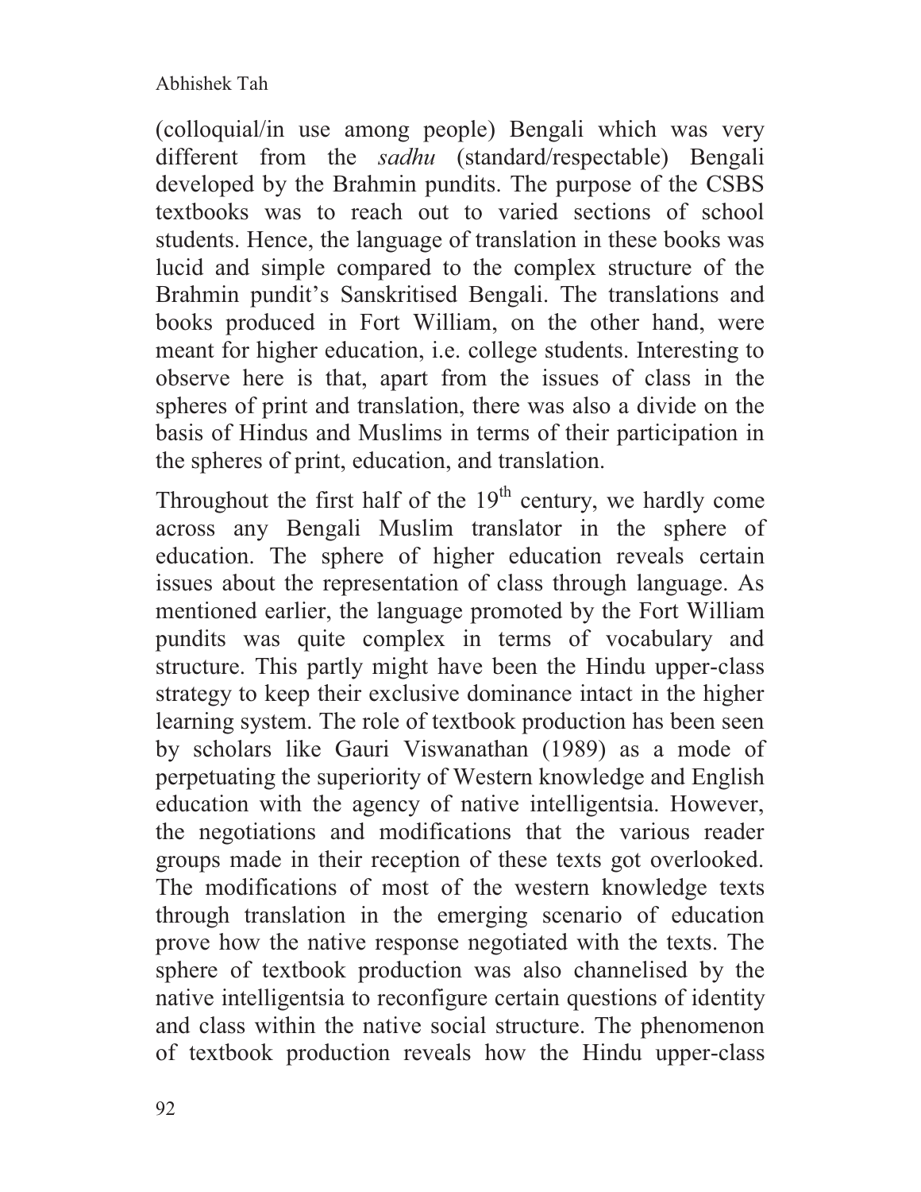(colloquial/in use among people) Bengali which was very different from the *sadhu* (standard/respectable) Bengali developed by the Brahmin pundits. The purpose of the CSBS textbooks was to reach out to varied sections of school students. Hence, the language of translation in these books was lucid and simple compared to the complex structure of the Brahmin pundit's Sanskritised Bengali. The translations and books produced in Fort William, on the other hand, were meant for higher education, i.e. college students. Interesting to observe here is that, apart from the issues of class in the spheres of print and translation, there was also a divide on the basis of Hindus and Muslims in terms of their participation in the spheres of print, education, and translation.

Throughout the first half of the 19th century, we hardly come across any Bengali Muslim translator in the sphere of education. The sphere of higher education reveals certain issues about the representation of class through language. As mentioned earlier, the language promoted by the Fort William pundits was quite complex in terms of vocabulary and structure. This partly might have been the Hindu upper-class strategy to keep their exclusive dominance intact in the higher learning system. The role of textbook production has been seen by scholars like Gauri Viswanathan (1989) as a mode of perpetuating the superiority of Western knowledge and English education with the agency of native intelligentsia. However, the negotiations and modifications that the various reader groups made in their reception of these texts got overlooked. The modifications of most of the western knowledge texts through translation in the emerging scenario of education prove how the native response negotiated with the texts. The sphere of textbook production was also channelised by the native intelligentsia to reconfigure certain questions of identity and class within the native social structure. The phenomenon of textbook production reveals how the Hindu upper-class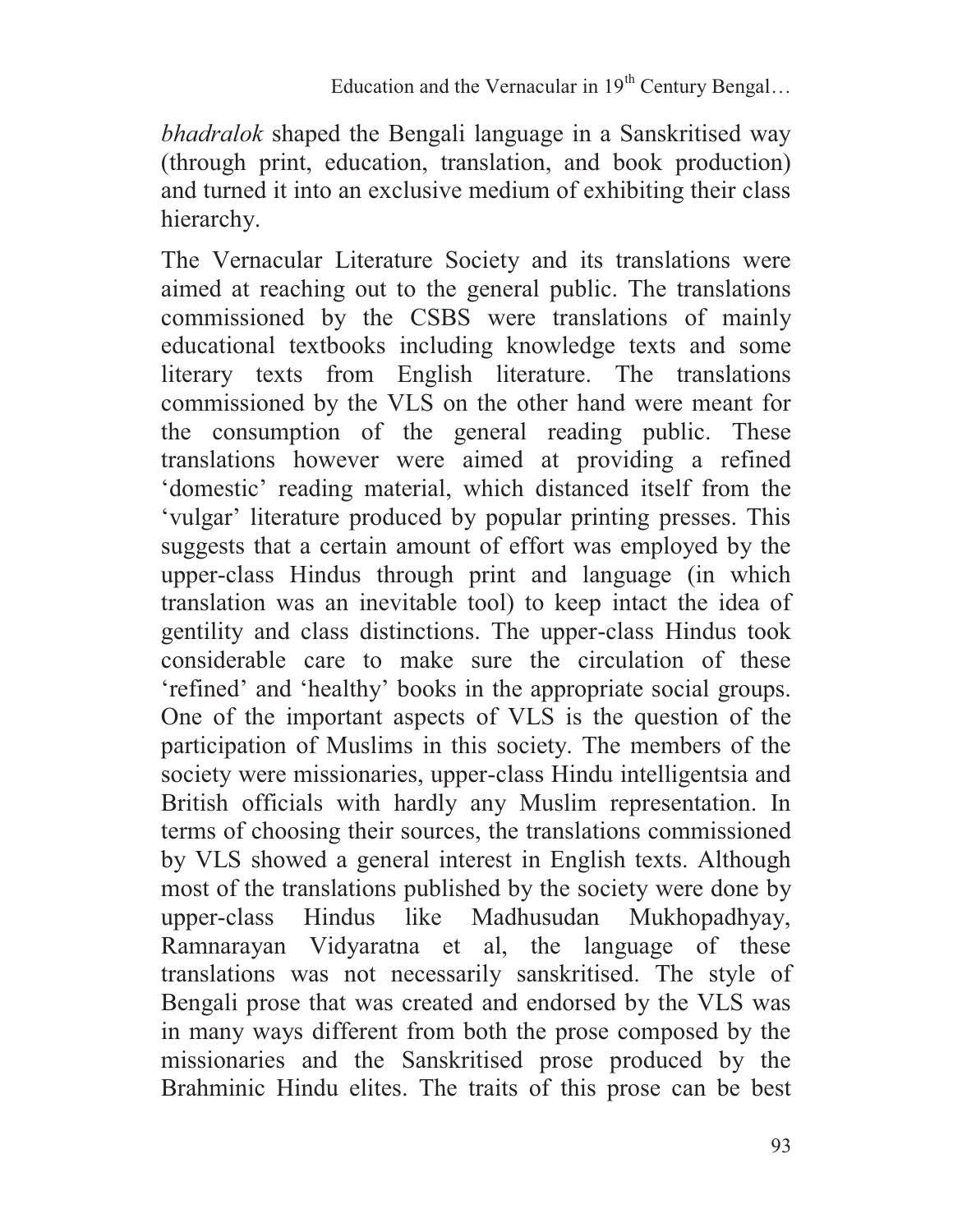*bhadralok* shaped the Bengali language in a Sanskritised way (through print, education, translation, and book production) and turned it into an exclusive medium of exhibiting their class hierarchy.

The Vernacular Literature Society and its translations were aimed at reaching out to the general public. The translations commissioned by the CSBS were translations of mainly educational textbooks including knowledge texts and some literary texts from English literature. The translations commissioned by the VLS on the other hand were meant for the consumption of the general reading public. These translations however were aimed at providing a refined 'domestic' reading material, which distanced itself from the 'vulgar' literature produced by popular printing presses. This suggests that a certain amount of effort was employed by the upper-class Hindus through print and language (in which translation was an inevitable tool) to keep intact the idea of gentility and class distinctions. The upper-class Hindus took considerable care to make sure the circulation of these 'refined' and 'healthy' books in the appropriate social groups. One of the important aspects of VLS is the question of the participation of Muslims in this society. The members of the society were missionaries, upper-class Hindu intelligentsia and British officials with hardly any Muslim representation. In terms of choosing their sources, the translations commissioned by VLS showed a general interest in English texts. Although most of the translations published by the society were done by upper-class Hindus like Madhusudan Mukhopadhyay, Ramnarayan Vidyaratna et al, the language of these translations was not necessarily sanskritised. The style of Bengali prose that was created and endorsed by the VLS was in many ways different from both the prose composed by the missionaries and the Sanskritised prose produced by the Brahminic Hindu elites. The traits of this prose can be best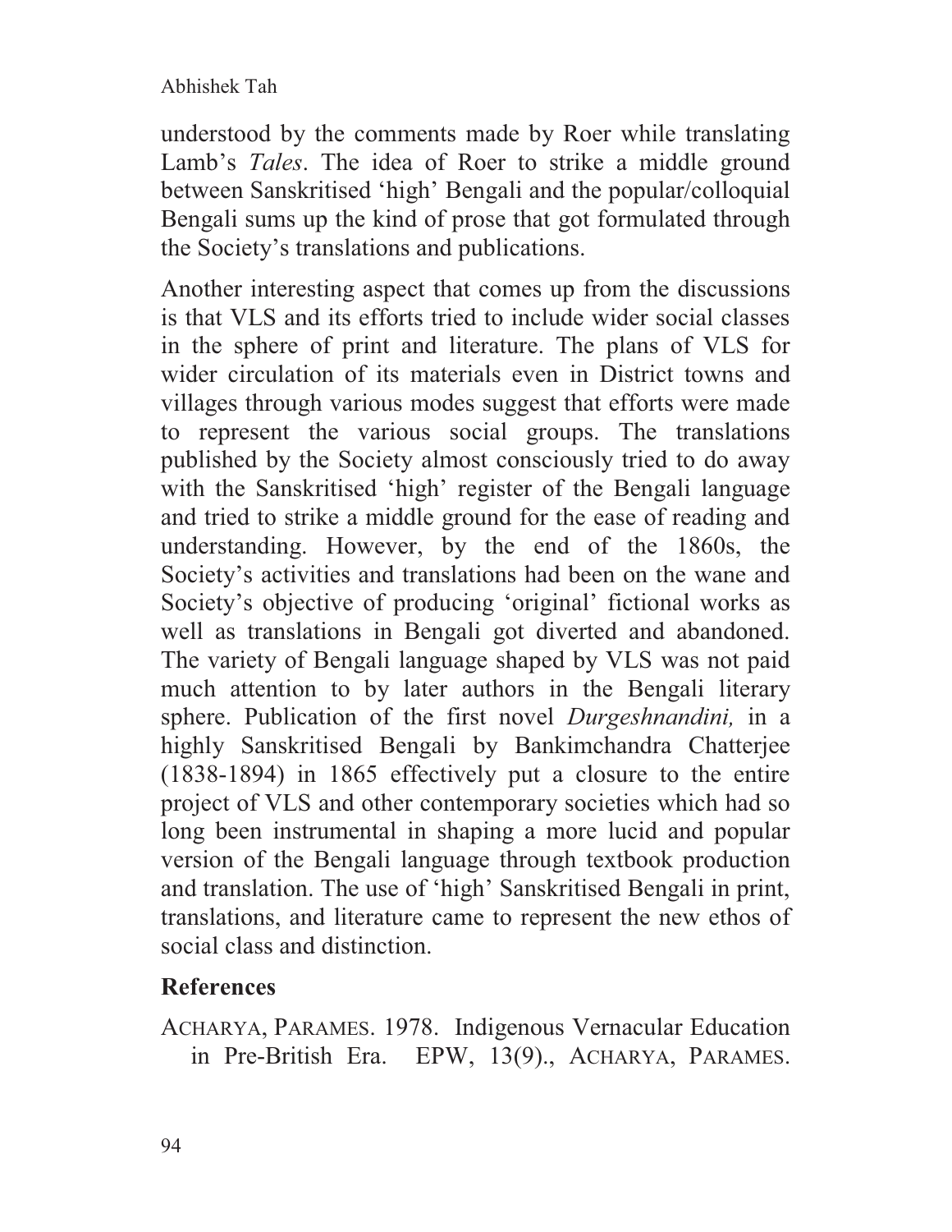understood by the comments made by Roer while translating Lamb's *Tales*. The idea of Roer to strike a middle ground between Sanskritised 'high' Bengali and the popular/colloquial Bengali sums up the kind of prose that got formulated through the Society's translations and publications.

Another interesting aspect that comes up from the discussions is that VLS and its efforts tried to include wider social classes in the sphere of print and literature. The plans of VLS for wider circulation of its materials even in District towns and villages through various modes suggest that efforts were made to represent the various social groups. The translations published by the Society almost consciously tried to do away with the Sanskritised 'high' register of the Bengali language and tried to strike a middle ground for the ease of reading and understanding. However, by the end of the 1860s, the Society's activities and translations had been on the wane and Society's objective of producing 'original' fictional works as well as translations in Bengali got diverted and abandoned. The variety of Bengali language shaped by VLS was not paid much attention to by later authors in the Bengali literary sphere. Publication of the first novel *Durgeshnandini,* in a highly Sanskritised Bengali by Bankimchandra Chatterjee (1838-1894) in 1865 effectively put a closure to the entire project of VLS and other contemporary societies which had so long been instrumental in shaping a more lucid and popular version of the Bengali language through textbook production and translation. The use of 'high' Sanskritised Bengali in print, translations, and literature came to represent the new ethos of social class and distinction.

## References

ACHARYA, PARAMES. 1978. Indigenous Vernacular Education in Pre-British Era. EPW, 13(9)., ACHARYA, PARAMES.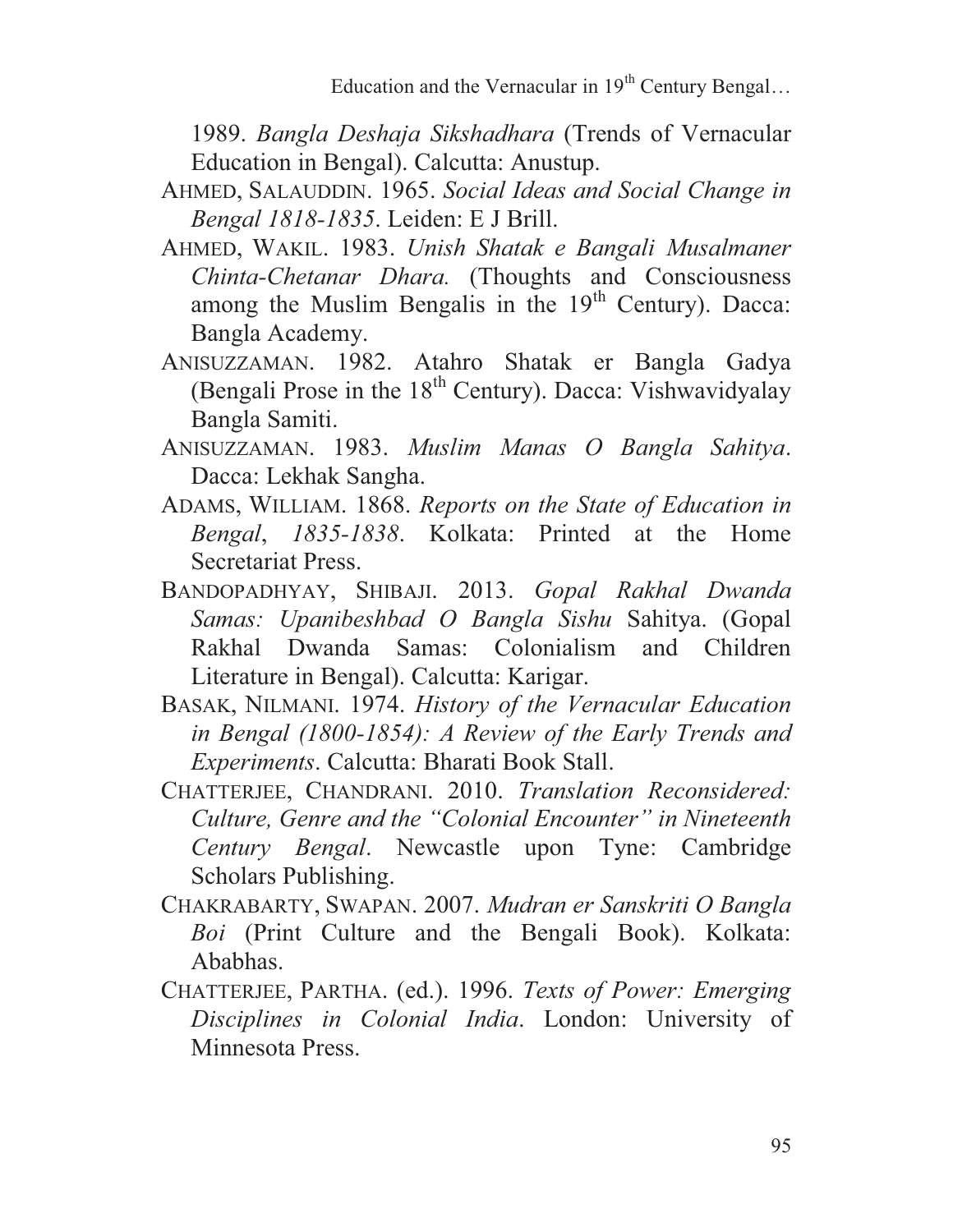1989. *Bangla Deshaja Sikshadhara* (Trends of Vernacular Education in Bengal). Calcutta: Anustup.

AHMED, SALAUDDIN. 1965. *Social Ideas and Social Change in Bengal 1818-1835*. Leiden: E J Brill.

AHMED, WAKIL. 1983. *Unish Shatak e Bangali Musalmaner Chinta-Chetanar Dhara.* (Thoughts and Consciousness among the Muslim Bengalis in the 19th Century). Dacca: Bangla Academy.

ANISUZZAMAN. 1982. Atahro Shatak er Bangla Gadya (Bengali Prose in the 18th Century). Dacca: Vishwavidyalay Bangla Samiti.

ANISUZZAMAN. 1983. *Muslim Manas O Bangla Sahitya*. Dacca: Lekhak Sangha.

ADAMS, WILLIAM. 1868. *Reports on the State of Education in Bengal*, *1835-1838*. Kolkata: Printed at the Home Secretariat Press.

BANDOPADHYAY, SHIBAJI. 2013. *Gopal Rakhal Dwanda Samas: Upanibeshbad O Bangla Sishu* Sahitya. (Gopal Rakhal Dwanda Samas: Colonialism and Children Literature in Bengal). Calcutta: Karigar.

BASAK, NILMANI. 1974. *History of the Vernacular Education in Bengal (1800-1854): A Review of the Early Trends and Experiments*. Calcutta: Bharati Book Stall.

CHATTERJEE, CHANDRANI. 2010. *Translation Reconsidered: Culture, Genre and the "Colonial Encounter" in Nineteenth Century Bengal*. Newcastle upon Tyne: Cambridge Scholars Publishing.

CHAKRABARTY, SWAPAN. 2007. *Mudran er Sanskriti O Bangla Boi* (Print Culture and the Bengali Book). Kolkata: Ababhas.

CHATTERJEE, PARTHA. (ed.). 1996. *Texts of Power: Emerging Disciplines in Colonial India*. London: University of Minnesota Press.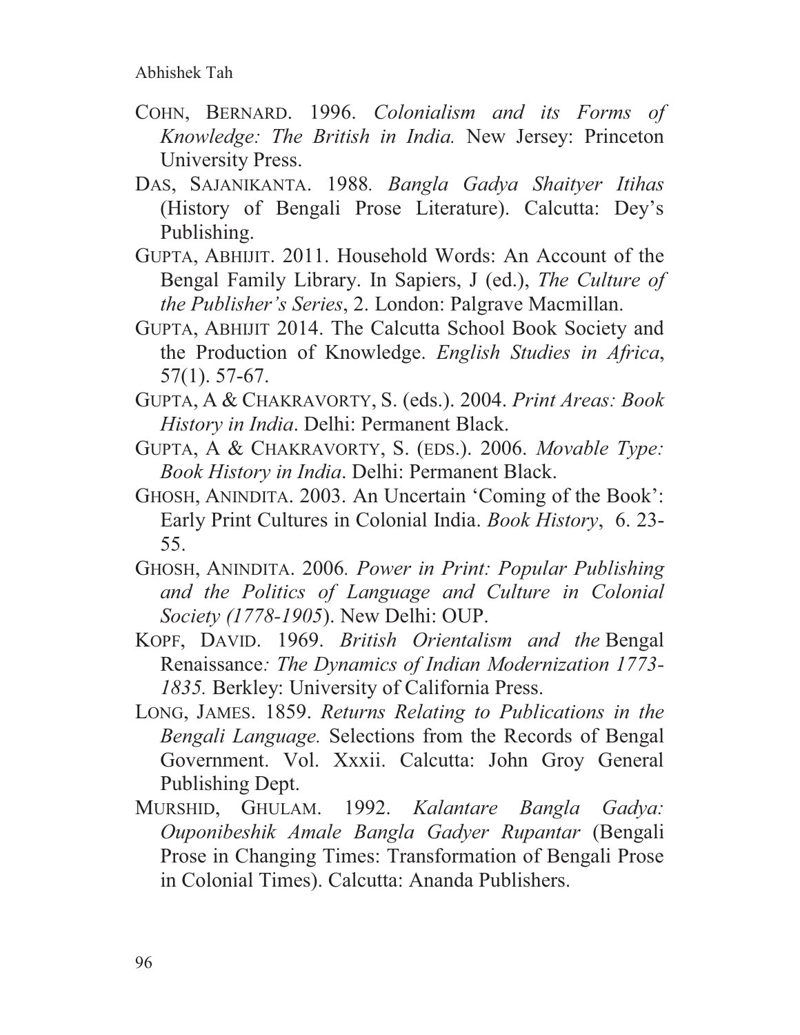COHN, BERNARD. 1996. *Colonialism and its Forms of Knowledge: The British in India.* New Jersey: Princeton University Press.

DAS, SAJANIKANTA. 1988. *Bangla Gadya Shaityer Itihas* (History of Bengali Prose Literature). Calcutta: Dey's Publishing.

GUPTA, ABHIJIT. 2011. Household Words: An Account of the Bengal Family Library. In Sapiers, J (ed.), *The Culture of the Publisher's Series*, 2. London: Palgrave Macmillan.

GUPTA, ABHIJIT 2014. The Calcutta School Book Society and the Production of Knowledge. *English Studies in Africa*, 57(1). 57-67.

GUPTA, A & CHAKRAVORTY, S. (eds.). 2004. *Print Areas: Book History in India*. Delhi: Permanent Black.

GUPTA, A & CHAKRAVORTY, S. (EDS.). 2006. *Movable Type: Book History in India*. Delhi: Permanent Black.

GHOSH, ANINDITA. 2003. An Uncertain 'Coming of the Book': Early Print Cultures in Colonial India. *Book History*, 6. 23-55.

GHOSH, ANINDITA. 2006. *Power in Print: Popular Publishing and the Politics of Language and Culture in Colonial Society (1778-1905*). New Delhi: OUP.

KOPF, DAVID. 1969. *British Orientalism and the* Bengal Renaissance*: The Dynamics of Indian Modernization 1773-1835.* Berkley: University of California Press.

LONG, JAMES. 1859. *Returns Relating to Publications in the Bengali Language.* Selections from the Records of Bengal Government. Vol. Xxxii. Calcutta: John Groy General Publishing Dept.

MURSHID, GHULAM. 1992. *Kalantare Bangla Gadya: Ouponibeshik Amale Bangla Gadyer Rupantar* (Bengali Prose in Changing Times: Transformation of Bengali Prose in Colonial Times). Calcutta: Ananda Publishers.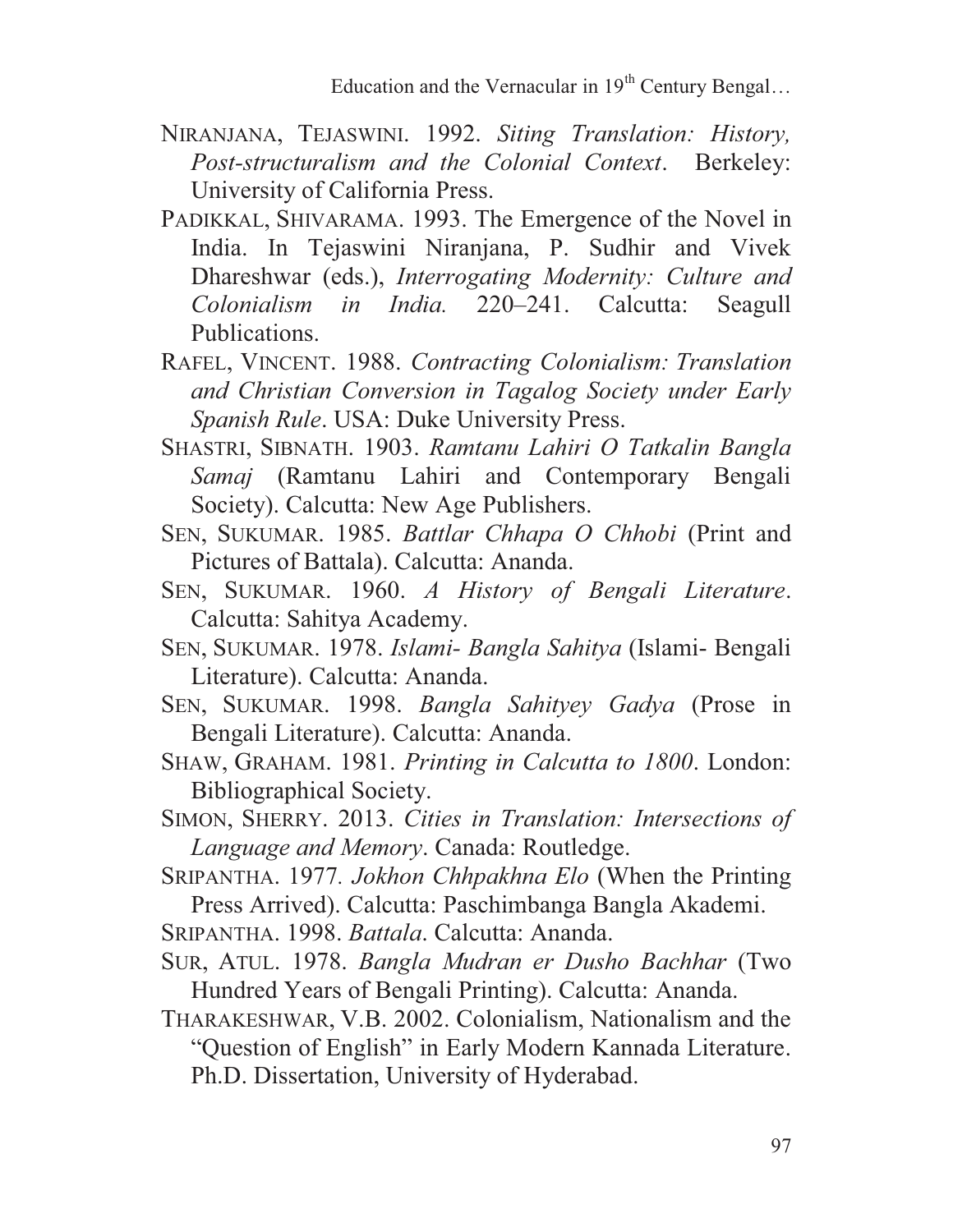NIRANJANA, TEJASWINI. 1992. *Siting Translation: History, Post-structuralism and the Colonial Context*. Berkeley: University of California Press.

PADIKKAL, SHIVARAMA. 1993. The Emergence of the Novel in India. In Tejaswini Niranjana, P. Sudhir and Vivek Dhareshwar (eds.), *Interrogating Modernity: Culture and Colonialism in India.* 220–241. Calcutta: Seagull Publications.

RAFEL, VINCENT. 1988. *Contracting Colonialism: Translation and Christian Conversion in Tagalog Society under Early Spanish Rule*. USA: Duke University Press.

SHASTRI, SIBNATH. 1903. *Ramtanu Lahiri O Tatkalin Bangla Samaj* (Ramtanu Lahiri and Contemporary Bengali Society). Calcutta: New Age Publishers.

SEN, SUKUMAR. 1985. *Battlar Chhapa O Chhobi* (Print and Pictures of Battala). Calcutta: Ananda.

SEN, SUKUMAR. 1960. *A History of Bengali Literature*. Calcutta: Sahitya Academy.

SEN, SUKUMAR. 1978. *Islami- Bangla Sahitya* (Islami- Bengali Literature). Calcutta: Ananda.

SEN, SUKUMAR. 1998. *Bangla Sahityey Gadya* (Prose in Bengali Literature). Calcutta: Ananda.

SHAW, GRAHAM. 1981. *Printing in Calcutta to 1800*. London: Bibliographical Society.

SIMON, SHERRY. 2013. *Cities in Translation: Intersections of Language and Memory*. Canada: Routledge.

SRIPANTHA. 1977. *Jokhon Chhpakhna Elo* (When the Printing Press Arrived). Calcutta: Paschimbanga Bangla Akademi.

SRIPANTHA. 1998. *Battala*. Calcutta: Ananda.

SUR, ATUL. 1978. *Bangla Mudran er Dusho Bachhar* (Two Hundred Years of Bengali Printing). Calcutta: Ananda.

THARAKESHWAR, V.B. 2002. Colonialism, Nationalism and the "Question of English" in Early Modern Kannada Literature. Ph.D. Dissertation, University of Hyderabad.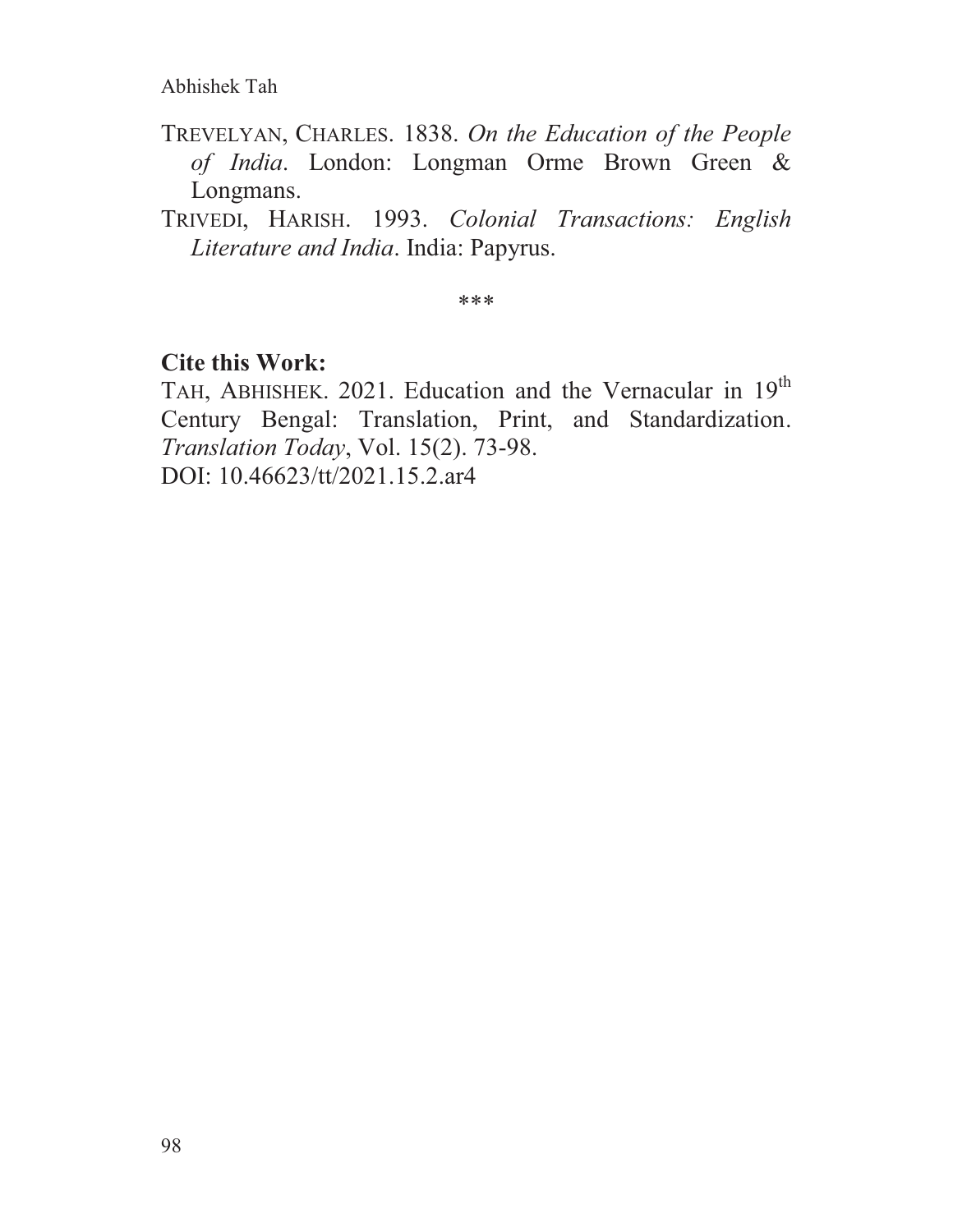TREVELYAN, CHARLES. 1838. *On the Education of the People of India*. London: Longman Orme Brown Green & Longmans.

TRIVEDI, HARISH. 1993. *Colonial Transactions: English Literature and India*. India: Papyrus.

***

**Cite this Work:**

TAH, ABHISHEK. 2021. Education and the Vernacular in 19th Century Bengal: Translation, Print, and Standardization. *Translation Today*, Vol. 15(2). 73-98.
DOI: 10.46623/tt/2021.15.2.ar4